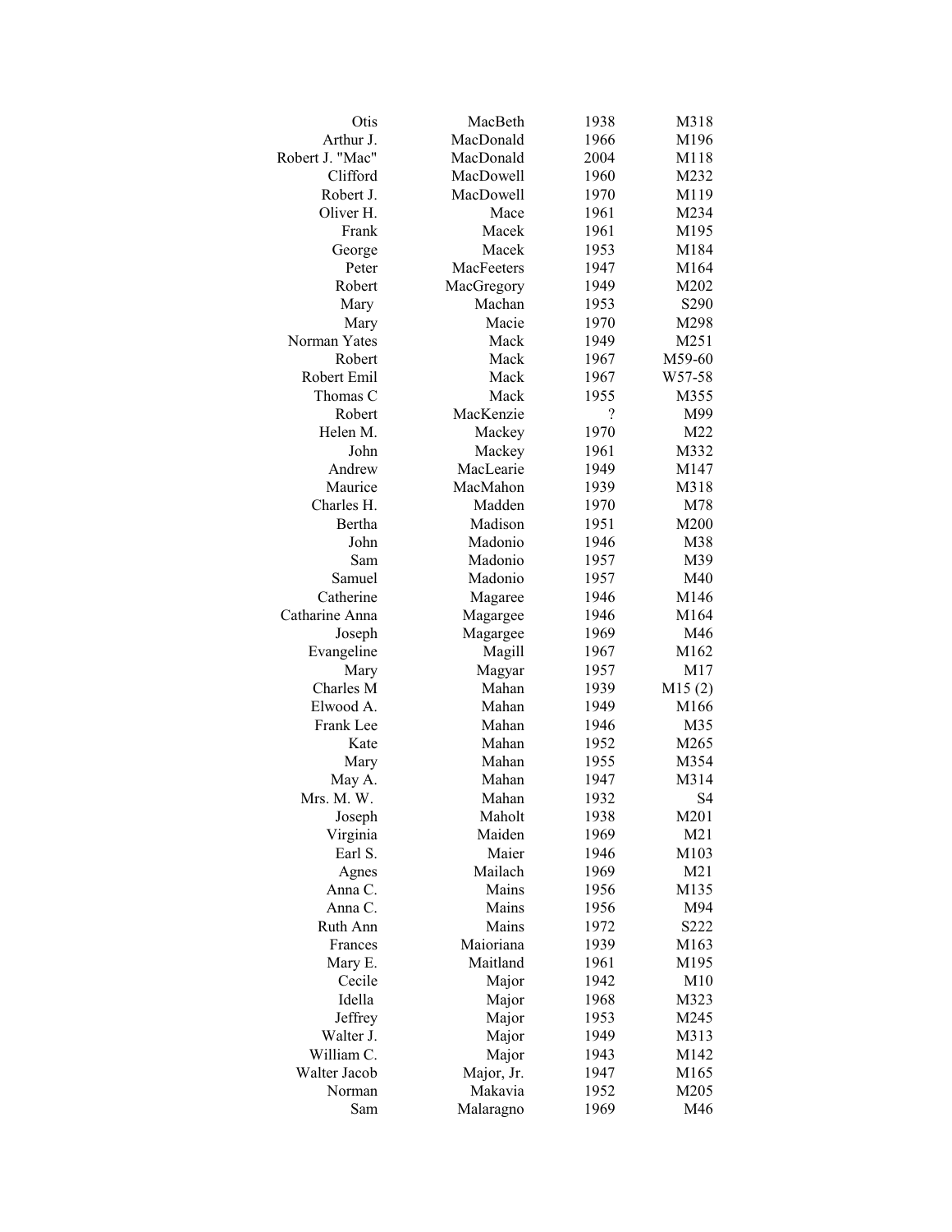| | | | |
|---|---|---|---|
| Otis | MacBeth | 1938 | M318 |
| Arthur J. | MacDonald | 1966 | M196 |
| Robert J. "Mac" | MacDonald | 2004 | M118 |
| Clifford | MacDowell | 1960 | M232 |
| Robert J. | MacDowell | 1970 | M119 |
| Oliver H. | Mace | 1961 | M234 |
| Frank | Macek | 1961 | M195 |
| George | Macek | 1953 | M184 |
| Peter | MacFeeters | 1947 | M164 |
| Robert | MacGregory | 1949 | M202 |
| Mary | Machan | 1953 | S290 |
| Mary | Macie | 1970 | M298 |
| Norman Yates | Mack | 1949 | M251 |
| Robert | Mack | 1967 | M59-60 |
| Robert Emil | Mack | 1967 | W57-58 |
| Thomas C | Mack | 1955 | M355 |
| Robert | MacKenzie | ? | M99 |
| Helen M. | Mackey | 1970 | M22 |
| John | Mackey | 1961 | M332 |
| Andrew | MacLearie | 1949 | M147 |
| Maurice | MacMahon | 1939 | M318 |
| Charles H. | Madden | 1970 | M78 |
| Bertha | Madison | 1951 | M200 |
| John | Madonio | 1946 | M38 |
| Sam | Madonio | 1957 | M39 |
| Samuel | Madonio | 1957 | M40 |
| Catherine | Magaree | 1946 | M146 |
| Catharine Anna | Magargee | 1946 | M164 |
| Joseph | Magargee | 1969 | M46 |
| Evangeline | Magill | 1967 | M162 |
| Mary | Magyar | 1957 | M17 |
| Charles M | Mahan | 1939 | M15 (2) |
| Elwood A. | Mahan | 1949 | M166 |
| Frank Lee | Mahan | 1946 | M35 |
| Kate | Mahan | 1952 | M265 |
| Mary | Mahan | 1955 | M354 |
| May A. | Mahan | 1947 | M314 |
| Mrs. M. W. | Mahan | 1932 | S4 |
| Joseph | Maholt | 1938 | M201 |
| Virginia | Maiden | 1969 | M21 |
| Earl S. | Maier | 1946 | M103 |
| Agnes | Mailach | 1969 | M21 |
| Anna C. | Mains | 1956 | M135 |
| Anna C. | Mains | 1956 | M94 |
| Ruth Ann | Mains | 1972 | S222 |
| Frances | Maioriana | 1939 | M163 |
| Mary E. | Maitland | 1961 | M195 |
| Cecile | Major | 1942 | M10 |
| Idella | Major | 1968 | M323 |
| Jeffrey | Major | 1953 | M245 |
| Walter J. | Major | 1949 | M313 |
| William C. | Major | 1943 | M142 |
| Walter Jacob | Major, Jr. | 1947 | M165 |
| Norman | Makavia | 1952 | M205 |
| Sam | Malaragno | 1969 | M46 |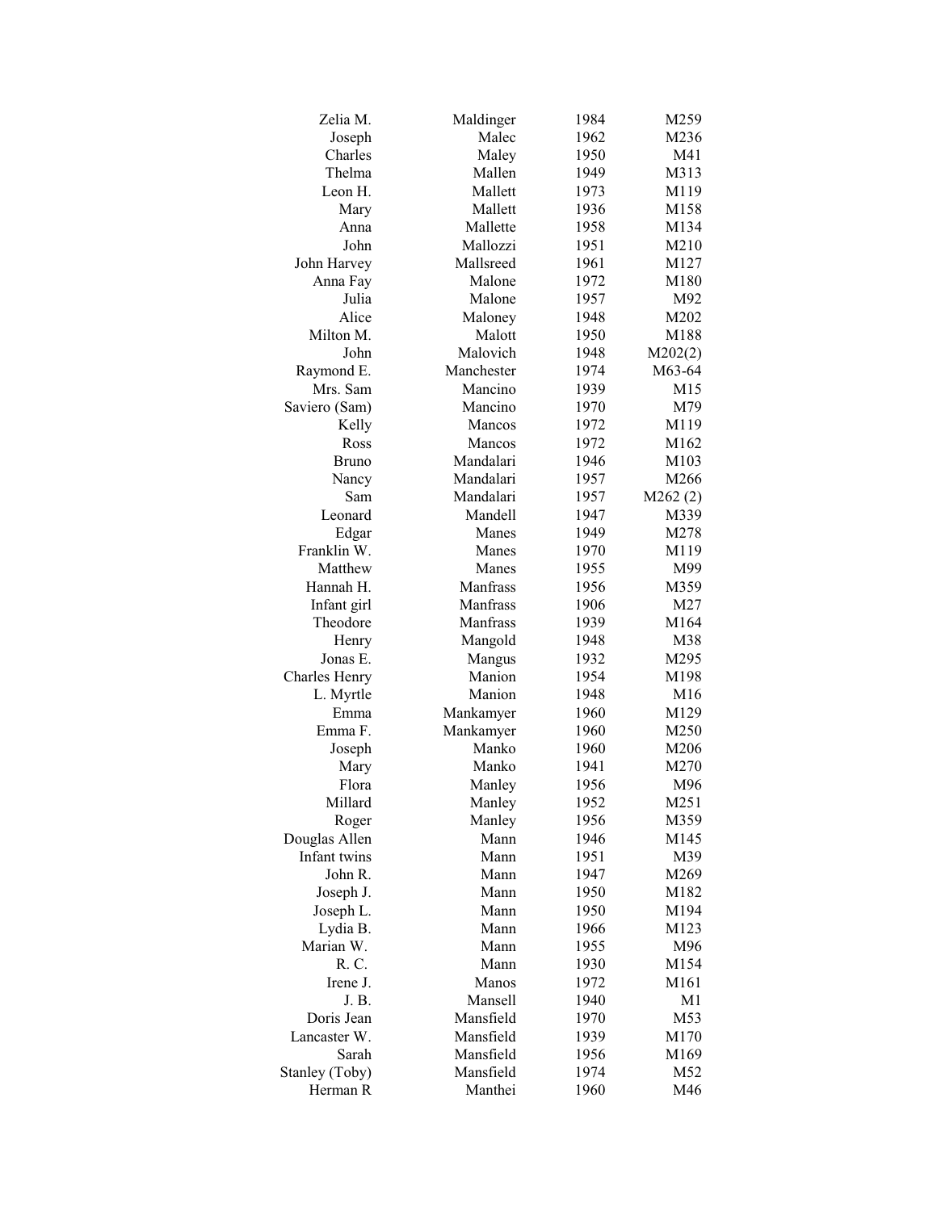| | | | |
|---|---|---|---|
| Zelia M. | Maldinger | 1984 | M259 |
| Joseph | Malec | 1962 | M236 |
| Charles | Maley | 1950 | M41 |
| Thelma | Mallen | 1949 | M313 |
| Leon H. | Mallett | 1973 | M119 |
| Mary | Mallett | 1936 | M158 |
| Anna | Mallette | 1958 | M134 |
| John | Mallozzi | 1951 | M210 |
| John Harvey | Mallsreed | 1961 | M127 |
| Anna Fay | Malone | 1972 | M180 |
| Julia | Malone | 1957 | M92 |
| Alice | Maloney | 1948 | M202 |
| Milton M. | Malott | 1950 | M188 |
| John | Malovich | 1948 | M202(2) |
| Raymond E. | Manchester | 1974 | M63-64 |
| Mrs. Sam | Mancino | 1939 | M15 |
| Saviero (Sam) | Mancino | 1970 | M79 |
| Kelly | Mancos | 1972 | M119 |
| Ross | Mancos | 1972 | M162 |
| Bruno | Mandalari | 1946 | M103 |
| Nancy | Mandalari | 1957 | M266 |
| Sam | Mandalari | 1957 | M262 (2) |
| Leonard | Mandell | 1947 | M339 |
| Edgar | Manes | 1949 | M278 |
| Franklin W. | Manes | 1970 | M119 |
| Matthew | Manes | 1955 | M99 |
| Hannah H. | Manfrass | 1956 | M359 |
| Infant girl | Manfrass | 1906 | M27 |
| Theodore | Manfrass | 1939 | M164 |
| Henry | Mangold | 1948 | M38 |
| Jonas E. | Mangus | 1932 | M295 |
| Charles Henry | Manion | 1954 | M198 |
| L. Myrtle | Manion | 1948 | M16 |
| Emma | Mankamyer | 1960 | M129 |
| Emma F. | Mankamyer | 1960 | M250 |
| Joseph | Manko | 1960 | M206 |
| Mary | Manko | 1941 | M270 |
| Flora | Manley | 1956 | M96 |
| Millard | Manley | 1952 | M251 |
| Roger | Manley | 1956 | M359 |
| Douglas Allen | Mann | 1946 | M145 |
| Infant twins | Mann | 1951 | M39 |
| John R. | Mann | 1947 | M269 |
| Joseph J. | Mann | 1950 | M182 |
| Joseph L. | Mann | 1950 | M194 |
| Lydia B. | Mann | 1966 | M123 |
| Marian W. | Mann | 1955 | M96 |
| R. C. | Mann | 1930 | M154 |
| Irene J. | Manos | 1972 | M161 |
| J. B. | Mansell | 1940 | M1 |
| Doris Jean | Mansfield | 1970 | M53 |
| Lancaster W. | Mansfield | 1939 | M170 |
| Sarah | Mansfield | 1956 | M169 |
| Stanley (Toby) | Mansfield | 1974 | M52 |
| Herman R | Manthei | 1960 | M46 |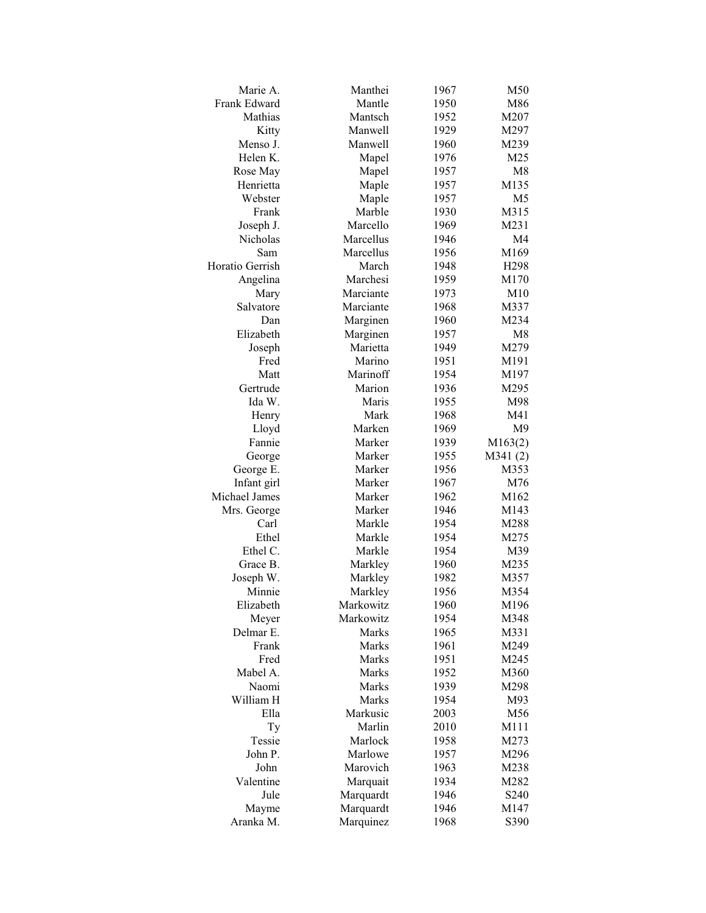| | | | |
|---|---|---|---|
| Marie A. | Manthei | 1967 | M50 |
| Frank Edward | Mantle | 1950 | M86 |
| Mathias | Mantsch | 1952 | M207 |
| Kitty | Manwell | 1929 | M297 |
| Menso J. | Manwell | 1960 | M239 |
| Helen K. | Mapel | 1976 | M25 |
| Rose May | Mapel | 1957 | M8 |
| Henrietta | Maple | 1957 | M135 |
| Webster | Maple | 1957 | M5 |
| Frank | Marble | 1930 | M315 |
| Joseph J. | Marcello | 1969 | M231 |
| Nicholas | Marcellus | 1946 | M4 |
| Sam | Marcellus | 1956 | M169 |
| Horatio Gerrish | March | 1948 | H298 |
| Angelina | Marchesi | 1959 | M170 |
| Mary | Marciante | 1973 | M10 |
| Salvatore | Marciante | 1968 | M337 |
| Dan | Marginen | 1960 | M234 |
| Elizabeth | Marginen | 1957 | M8 |
| Joseph | Marietta | 1949 | M279 |
| Fred | Marino | 1951 | M191 |
| Matt | Marinoff | 1954 | M197 |
| Gertrude | Marion | 1936 | M295 |
| Ida W. | Maris | 1955 | M98 |
| Henry | Mark | 1968 | M41 |
| Lloyd | Marken | 1969 | M9 |
| Fannie | Marker | 1939 | M163(2) |
| George | Marker | 1955 | M341 (2) |
| George E. | Marker | 1956 | M353 |
| Infant girl | Marker | 1967 | M76 |
| Michael James | Marker | 1962 | M162 |
| Mrs. George | Marker | 1946 | M143 |
| Carl | Markle | 1954 | M288 |
| Ethel | Markle | 1954 | M275 |
| Ethel C. | Markle | 1954 | M39 |
| Grace B. | Markley | 1960 | M235 |
| Joseph W. | Markley | 1982 | M357 |
| Minnie | Markley | 1956 | M354 |
| Elizabeth | Markowitz | 1960 | M196 |
| Meyer | Markowitz | 1954 | M348 |
| Delmar E. | Marks | 1965 | M331 |
| Frank | Marks | 1961 | M249 |
| Fred | Marks | 1951 | M245 |
| Mabel A. | Marks | 1952 | M360 |
| Naomi | Marks | 1939 | M298 |
| William H | Marks | 1954 | M93 |
| Ella | Markusic | 2003 | M56 |
| Ty | Marlin | 2010 | M111 |
| Tessie | Marlock | 1958 | M273 |
| John P. | Marlowe | 1957 | M296 |
| John | Marovich | 1963 | M238 |
| Valentine | Marquait | 1934 | M282 |
| Jule | Marquardt | 1946 | S240 |
| Mayme | Marquardt | 1946 | M147 |
| Aranka M. | Marquinez | 1968 | S390 |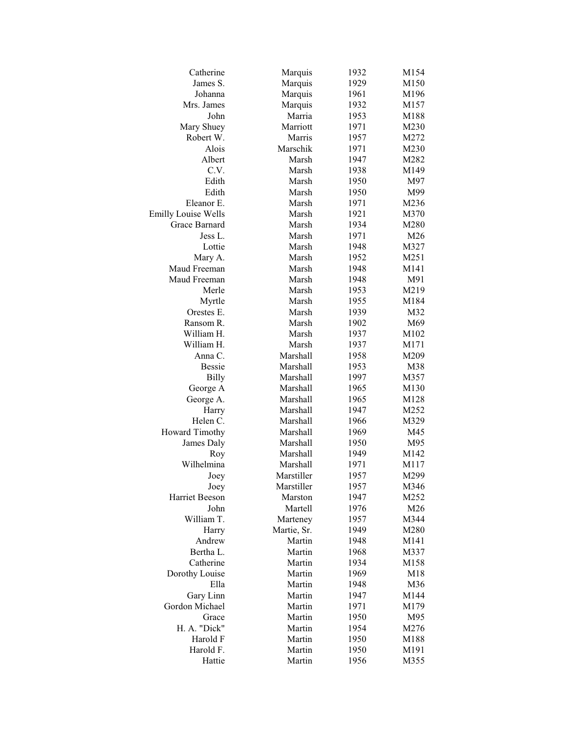| | | | |
|---|---|---|---|
| Catherine | Marquis | 1932 | M154 |
| James S. | Marquis | 1929 | M150 |
| Johanna | Marquis | 1961 | M196 |
| Mrs. James | Marquis | 1932 | M157 |
| John | Marria | 1953 | M188 |
| Mary Shuey | Marriott | 1971 | M230 |
| Robert W. | Marris | 1957 | M272 |
| Alois | Marschik | 1971 | M230 |
| Albert | Marsh | 1947 | M282 |
| C.V. | Marsh | 1938 | M149 |
| Edith | Marsh | 1950 | M97 |
| Edith | Marsh | 1950 | M99 |
| Eleanor E. | Marsh | 1971 | M236 |
| Emilly Louise Wells | Marsh | 1921 | M370 |
| Grace Barnard | Marsh | 1934 | M280 |
| Jess L. | Marsh | 1971 | M26 |
| Lottie | Marsh | 1948 | M327 |
| Mary A. | Marsh | 1952 | M251 |
| Maud Freeman | Marsh | 1948 | M141 |
| Maud Freeman | Marsh | 1948 | M91 |
| Merle | Marsh | 1953 | M219 |
| Myrtle | Marsh | 1955 | M184 |
| Orestes E. | Marsh | 1939 | M32 |
| Ransom R. | Marsh | 1902 | M69 |
| William H. | Marsh | 1937 | M102 |
| William H. | Marsh | 1937 | M171 |
| Anna C. | Marshall | 1958 | M209 |
| Bessie | Marshall | 1953 | M38 |
| Billy | Marshall | 1997 | M357 |
| George A | Marshall | 1965 | M130 |
| George A. | Marshall | 1965 | M128 |
| Harry | Marshall | 1947 | M252 |
| Helen C. | Marshall | 1966 | M329 |
| Howard Timothy | Marshall | 1969 | M45 |
| James Daly | Marshall | 1950 | M95 |
| Roy | Marshall | 1949 | M142 |
| Wilhelmina | Marshall | 1971 | M117 |
| Joey | Marstiller | 1957 | M299 |
| Joey | Marstiller | 1957 | M346 |
| Harriet Beeson | Marston | 1947 | M252 |
| John | Martell | 1976 | M26 |
| William T. | Marteney | 1957 | M344 |
| Harry | Martie, Sr. | 1949 | M280 |
| Andrew | Martin | 1948 | M141 |
| Bertha L. | Martin | 1968 | M337 |
| Catherine | Martin | 1934 | M158 |
| Dorothy Louise | Martin | 1969 | M18 |
| Ella | Martin | 1948 | M36 |
| Gary Linn | Martin | 1947 | M144 |
| Gordon Michael | Martin | 1971 | M179 |
| Grace | Martin | 1950 | M95 |
| H. A. "Dick" | Martin | 1954 | M276 |
| Harold F | Martin | 1950 | M188 |
| Harold F. | Martin | 1950 | M191 |
| Hattie | Martin | 1956 | M355 |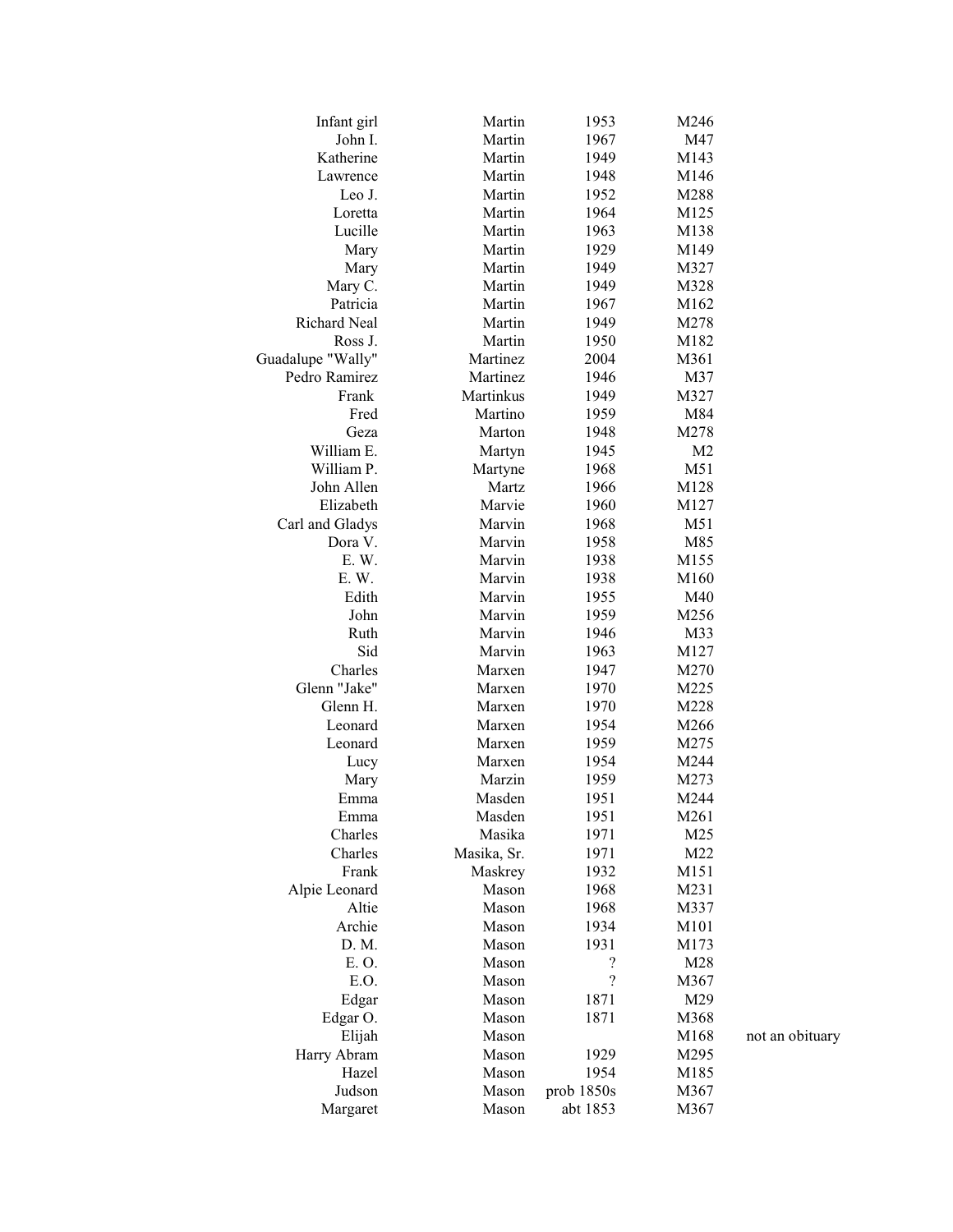| | | | | |
|---|---|---|---|---|
| Infant girl | Martin | 1953 | M246 | |
| John I. | Martin | 1967 | M47 | |
| Katherine | Martin | 1949 | M143 | |
| Lawrence | Martin | 1948 | M146 | |
| Leo J. | Martin | 1952 | M288 | |
| Loretta | Martin | 1964 | M125 | |
| Lucille | Martin | 1963 | M138 | |
| Mary | Martin | 1929 | M149 | |
| Mary | Martin | 1949 | M327 | |
| Mary C. | Martin | 1949 | M328 | |
| Patricia | Martin | 1967 | M162 | |
| Richard Neal | Martin | 1949 | M278 | |
| Ross J. | Martin | 1950 | M182 | |
| Guadalupe "Wally" | Martinez | 2004 | M361 | |
| Pedro Ramirez | Martinez | 1946 | M37 | |
| Frank | Martinkus | 1949 | M327 | |
| Fred | Martino | 1959 | M84 | |
| Geza | Marton | 1948 | M278 | |
| William E. | Martyn | 1945 | M2 | |
| William P. | Martyne | 1968 | M51 | |
| John Allen | Martz | 1966 | M128 | |
| Elizabeth | Marvie | 1960 | M127 | |
| Carl and Gladys | Marvin | 1968 | M51 | |
| Dora V. | Marvin | 1958 | M85 | |
| E. W. | Marvin | 1938 | M155 | |
| E. W. | Marvin | 1938 | M160 | |
| Edith | Marvin | 1955 | M40 | |
| John | Marvin | 1959 | M256 | |
| Ruth | Marvin | 1946 | M33 | |
| Sid | Marvin | 1963 | M127 | |
| Charles | Marxen | 1947 | M270 | |
| Glenn "Jake" | Marxen | 1970 | M225 | |
| Glenn H. | Marxen | 1970 | M228 | |
| Leonard | Marxen | 1954 | M266 | |
| Leonard | Marxen | 1959 | M275 | |
| Lucy | Marxen | 1954 | M244 | |
| Mary | Marzin | 1959 | M273 | |
| Emma | Masden | 1951 | M244 | |
| Emma | Masden | 1951 | M261 | |
| Charles | Masika | 1971 | M25 | |
| Charles | Masika, Sr. | 1971 | M22 | |
| Frank | Maskrey | 1932 | M151 | |
| Alpie Leonard | Mason | 1968 | M231 | |
| Altie | Mason | 1968 | M337 | |
| Archie | Mason | 1934 | M101 | |
| D. M. | Mason | 1931 | M173 | |
| E. O. | Mason | ? | M28 | |
| E.O. | Mason | ? | M367 | |
| Edgar | Mason | 1871 | M29 | |
| Edgar O. | Mason | 1871 | M368 | |
| Elijah | Mason | | M168 | not an obituary |
| Harry Abram | Mason | 1929 | M295 | |
| Hazel | Mason | 1954 | M185 | |
| Judson | Mason | prob 1850s | M367 | |
| Margaret | Mason | abt 1853 | M367 | |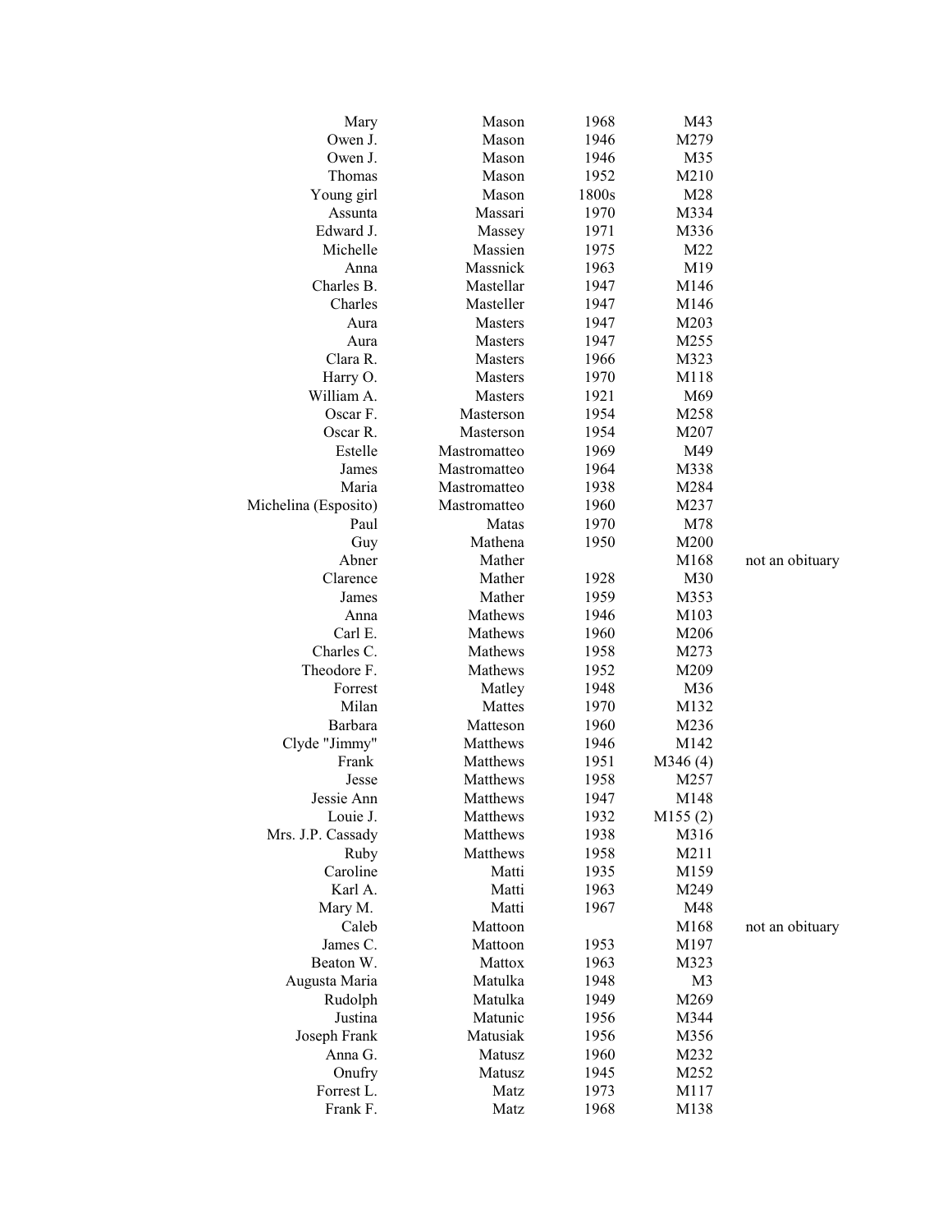| | | | | |
|---|---|---|---|---|
| Mary | Mason | 1968 | M43 | |
| Owen J. | Mason | 1946 | M279 | |
| Owen J. | Mason | 1946 | M35 | |
| Thomas | Mason | 1952 | M210 | |
| Young girl | Mason | 1800s | M28 | |
| Assunta | Massari | 1970 | M334 | |
| Edward J. | Massey | 1971 | M336 | |
| Michelle | Massien | 1975 | M22 | |
| Anna | Massnick | 1963 | M19 | |
| Charles B. | Mastellar | 1947 | M146 | |
| Charles | Masteller | 1947 | M146 | |
| Aura | Masters | 1947 | M203 | |
| Aura | Masters | 1947 | M255 | |
| Clara R. | Masters | 1966 | M323 | |
| Harry O. | Masters | 1970 | M118 | |
| William A. | Masters | 1921 | M69 | |
| Oscar F. | Masterson | 1954 | M258 | |
| Oscar R. | Masterson | 1954 | M207 | |
| Estelle | Mastromatteo | 1969 | M49 | |
| James | Mastromatteo | 1964 | M338 | |
| Maria | Mastromatteo | 1938 | M284 | |
| Michelina (Esposito) | Mastromatteo | 1960 | M237 | |
| Paul | Matas | 1970 | M78 | |
| Guy | Mathena | 1950 | M200 | |
| Abner | Mather | | M168 | not an obituary |
| Clarence | Mather | 1928 | M30 | |
| James | Mather | 1959 | M353 | |
| Anna | Mathews | 1946 | M103 | |
| Carl E. | Mathews | 1960 | M206 | |
| Charles C. | Mathews | 1958 | M273 | |
| Theodore F. | Mathews | 1952 | M209 | |
| Forrest | Matley | 1948 | M36 | |
| Milan | Mattes | 1970 | M132 | |
| Barbara | Matteson | 1960 | M236 | |
| Clyde "Jimmy" | Matthews | 1946 | M142 | |
| Frank | Matthews | 1951 | M346 (4) | |
| Jesse | Matthews | 1958 | M257 | |
| Jessie Ann | Matthews | 1947 | M148 | |
| Louie J. | Matthews | 1932 | M155 (2) | |
| Mrs. J.P. Cassady | Matthews | 1938 | M316 | |
| Ruby | Matthews | 1958 | M211 | |
| Caroline | Matti | 1935 | M159 | |
| Karl A. | Matti | 1963 | M249 | |
| Mary M. | Matti | 1967 | M48 | |
| Caleb | Mattoon | | M168 | not an obituary |
| James C. | Mattoon | 1953 | M197 | |
| Beaton W. | Mattox | 1963 | M323 | |
| Augusta Maria | Matulka | 1948 | M3 | |
| Rudolph | Matulka | 1949 | M269 | |
| Justina | Matunic | 1956 | M344 | |
| Joseph Frank | Matusiak | 1956 | M356 | |
| Anna G. | Matusz | 1960 | M232 | |
| Onufry | Matusz | 1945 | M252 | |
| Forrest L. | Matz | 1973 | M117 | |
| Frank F. | Matz | 1968 | M138 | |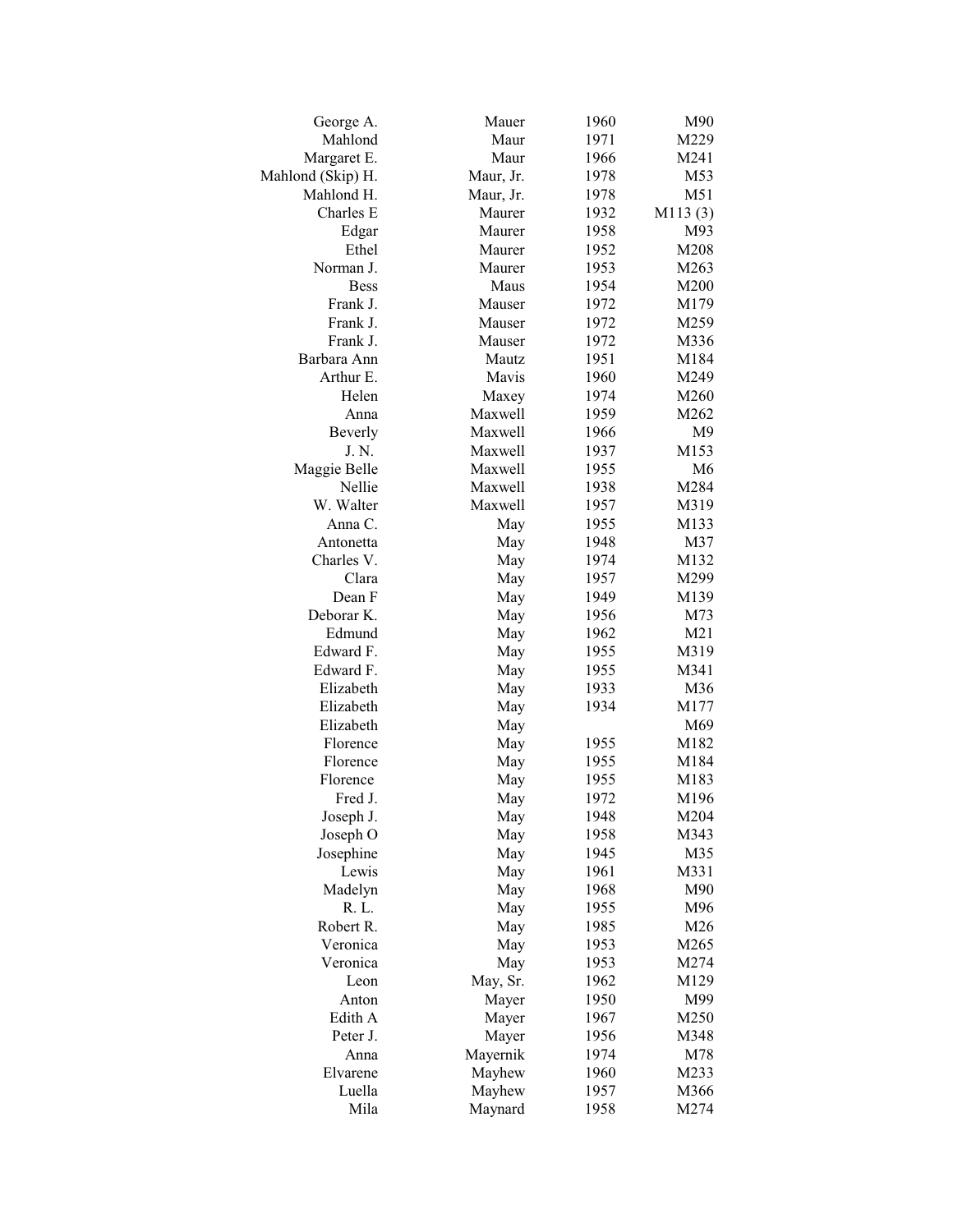| | | | |
|---|---|---|---|
| George A. | Mauer | 1960 | M90 |
| Mahlond | Maur | 1971 | M229 |
| Margaret E. | Maur | 1966 | M241 |
| Mahlond (Skip) H. | Maur, Jr. | 1978 | M53 |
| Mahlond H. | Maur, Jr. | 1978 | M51 |
| Charles E | Maurer | 1932 | M113 (3) |
| Edgar | Maurer | 1958 | M93 |
| Ethel | Maurer | 1952 | M208 |
| Norman J. | Maurer | 1953 | M263 |
| Bess | Maus | 1954 | M200 |
| Frank J. | Mauser | 1972 | M179 |
| Frank J. | Mauser | 1972 | M259 |
| Frank J. | Mauser | 1972 | M336 |
| Barbara Ann | Mautz | 1951 | M184 |
| Arthur E. | Mavis | 1960 | M249 |
| Helen | Maxey | 1974 | M260 |
| Anna | Maxwell | 1959 | M262 |
| Beverly | Maxwell | 1966 | M9 |
| J. N. | Maxwell | 1937 | M153 |
| Maggie Belle | Maxwell | 1955 | M6 |
| Nellie | Maxwell | 1938 | M284 |
| W. Walter | Maxwell | 1957 | M319 |
| Anna C. | May | 1955 | M133 |
| Antonetta | May | 1948 | M37 |
| Charles V. | May | 1974 | M132 |
| Clara | May | 1957 | M299 |
| Dean F | May | 1949 | M139 |
| Deborar K. | May | 1956 | M73 |
| Edmund | May | 1962 | M21 |
| Edward F. | May | 1955 | M319 |
| Edward F. | May | 1955 | M341 |
| Elizabeth | May | 1933 | M36 |
| Elizabeth | May | 1934 | M177 |
| Elizabeth | May | | M69 |
| Florence | May | 1955 | M182 |
| Florence | May | 1955 | M184 |
| Florence | May | 1955 | M183 |
| Fred J. | May | 1972 | M196 |
| Joseph J. | May | 1948 | M204 |
| Joseph O | May | 1958 | M343 |
| Josephine | May | 1945 | M35 |
| Lewis | May | 1961 | M331 |
| Madelyn | May | 1968 | M90 |
| R. L. | May | 1955 | M96 |
| Robert R. | May | 1985 | M26 |
| Veronica | May | 1953 | M265 |
| Veronica | May | 1953 | M274 |
| Leon | May, Sr. | 1962 | M129 |
| Anton | Mayer | 1950 | M99 |
| Edith A | Mayer | 1967 | M250 |
| Peter J. | Mayer | 1956 | M348 |
| Anna | Mayernik | 1974 | M78 |
| Elvarene | Mayhew | 1960 | M233 |
| Luella | Mayhew | 1957 | M366 |
| Mila | Maynard | 1958 | M274 |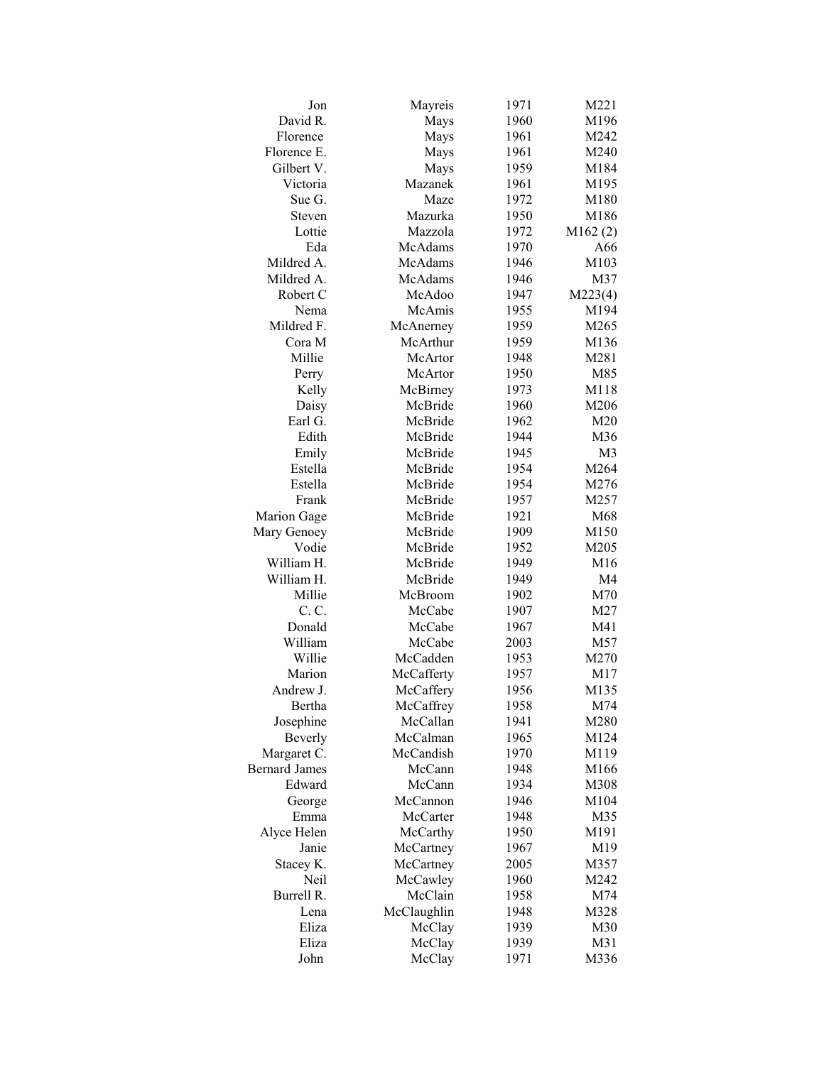| | | | |
|---|---|---|---|
| Jon | Mayreis | 1971 | M221 |
| David R. | Mays | 1960 | M196 |
| Florence | Mays | 1961 | M242 |
| Florence E. | Mays | 1961 | M240 |
| Gilbert V. | Mays | 1959 | M184 |
| Victoria | Mazanek | 1961 | M195 |
| Sue G. | Maze | 1972 | M180 |
| Steven | Mazurka | 1950 | M186 |
| Lottie | Mazzola | 1972 | M162 (2) |
| Eda | McAdams | 1970 | A66 |
| Mildred A. | McAdams | 1946 | M103 |
| Mildred A. | McAdams | 1946 | M37 |
| Robert C | McAdoo | 1947 | M223(4) |
| Nema | McAmis | 1955 | M194 |
| Mildred F. | McAnerney | 1959 | M265 |
| Cora M | McArthur | 1959 | M136 |
| Millie | McArtor | 1948 | M281 |
| Perry | McArtor | 1950 | M85 |
| Kelly | McBirney | 1973 | M118 |
| Daisy | McBride | 1960 | M206 |
| Earl G. | McBride | 1962 | M20 |
| Edith | McBride | 1944 | M36 |
| Emily | McBride | 1945 | M3 |
| Estella | McBride | 1954 | M264 |
| Estella | McBride | 1954 | M276 |
| Frank | McBride | 1957 | M257 |
| Marion Gage | McBride | 1921 | M68 |
| Mary Genoey | McBride | 1909 | M150 |
| Vodie | McBride | 1952 | M205 |
| William H. | McBride | 1949 | M16 |
| William H. | McBride | 1949 | M4 |
| Millie | McBroom | 1902 | M70 |
| C. C. | McCabe | 1907 | M27 |
| Donald | McCabe | 1967 | M41 |
| William | McCabe | 2003 | M57 |
| Willie | McCadden | 1953 | M270 |
| Marion | McCafferty | 1957 | M17 |
| Andrew J. | McCaffery | 1956 | M135 |
| Bertha | McCaffrey | 1958 | M74 |
| Josephine | McCallan | 1941 | M280 |
| Beverly | McCalman | 1965 | M124 |
| Margaret C. | McCandish | 1970 | M119 |
| Bernard James | McCann | 1948 | M166 |
| Edward | McCann | 1934 | M308 |
| George | McCannon | 1946 | M104 |
| Emma | McCarter | 1948 | M35 |
| Alyce Helen | McCarthy | 1950 | M191 |
| Janie | McCartney | 1967 | M19 |
| Stacey K. | McCartney | 2005 | M357 |
| Neil | McCawley | 1960 | M242 |
| Burrell R. | McClain | 1958 | M74 |
| Lena | McClaughlin | 1948 | M328 |
| Eliza | McClay | 1939 | M30 |
| Eliza | McClay | 1939 | M31 |
| John | McClay | 1971 | M336 |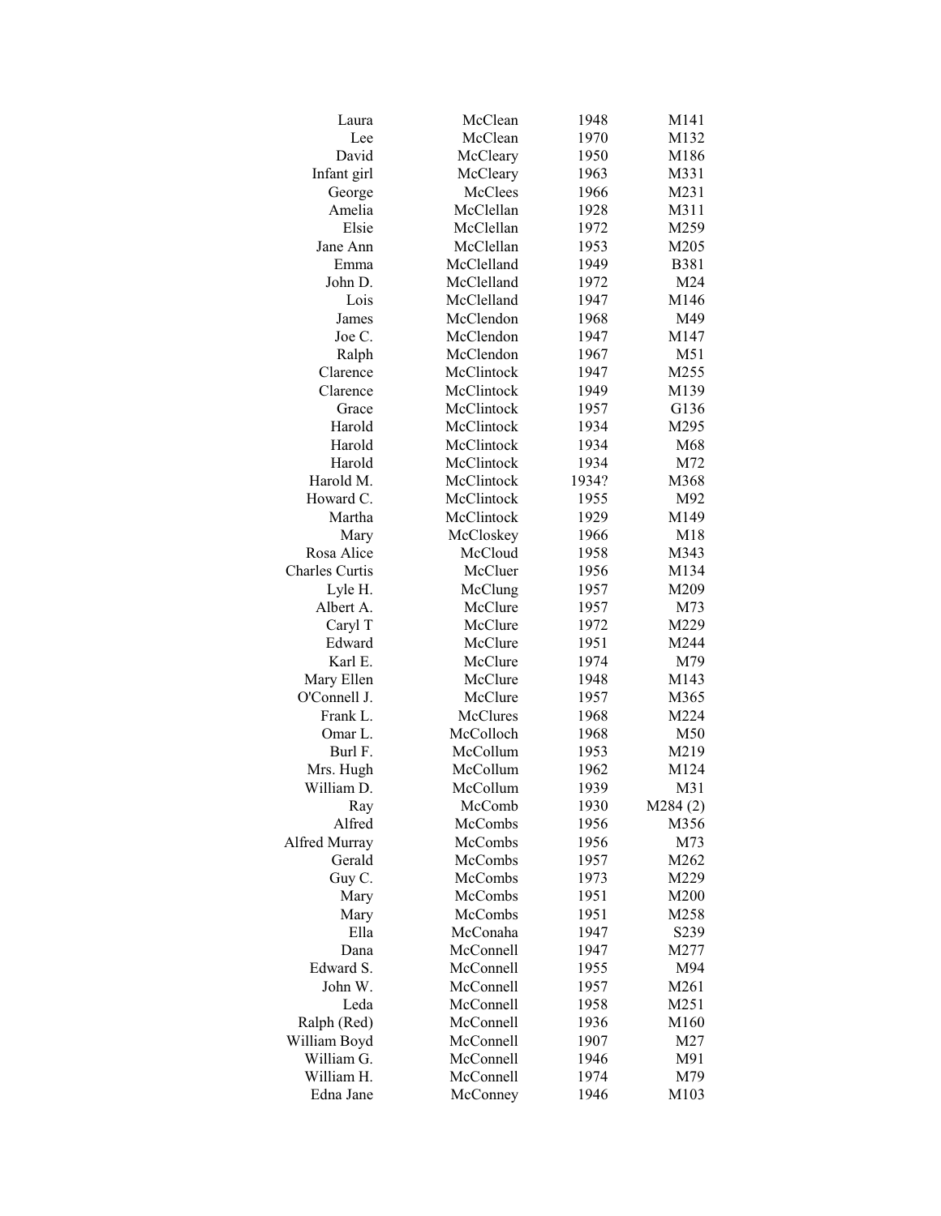| | | | |
|---|---|---|---|
| Laura | McClean | 1948 | M141 |
| Lee | McClean | 1970 | M132 |
| David | McCleary | 1950 | M186 |
| Infant girl | McCleary | 1963 | M331 |
| George | McClees | 1966 | M231 |
| Amelia | McClellan | 1928 | M311 |
| Elsie | McClellan | 1972 | M259 |
| Jane Ann | McClellan | 1953 | M205 |
| Emma | McClelland | 1949 | B381 |
| John D. | McClelland | 1972 | M24 |
| Lois | McClelland | 1947 | M146 |
| James | McClendon | 1968 | M49 |
| Joe C. | McClendon | 1947 | M147 |
| Ralph | McClendon | 1967 | M51 |
| Clarence | McClintock | 1947 | M255 |
| Clarence | McClintock | 1949 | M139 |
| Grace | McClintock | 1957 | G136 |
| Harold | McClintock | 1934 | M295 |
| Harold | McClintock | 1934 | M68 |
| Harold | McClintock | 1934 | M72 |
| Harold M. | McClintock | 1934? | M368 |
| Howard C. | McClintock | 1955 | M92 |
| Martha | McClintock | 1929 | M149 |
| Mary | McCloskey | 1966 | M18 |
| Rosa Alice | McCloud | 1958 | M343 |
| Charles Curtis | McCluer | 1956 | M134 |
| Lyle H. | McClung | 1957 | M209 |
| Albert A. | McClure | 1957 | M73 |
| Caryl T | McClure | 1972 | M229 |
| Edward | McClure | 1951 | M244 |
| Karl E. | McClure | 1974 | M79 |
| Mary Ellen | McClure | 1948 | M143 |
| O'Connell J. | McClure | 1957 | M365 |
| Frank L. | McClures | 1968 | M224 |
| Omar L. | McColloch | 1968 | M50 |
| Burl F. | McCollum | 1953 | M219 |
| Mrs. Hugh | McCollum | 1962 | M124 |
| William D. | McCollum | 1939 | M31 |
| Ray | McComb | 1930 | M284 (2) |
| Alfred | McCombs | 1956 | M356 |
| Alfred Murray | McCombs | 1956 | M73 |
| Gerald | McCombs | 1957 | M262 |
| Guy C. | McCombs | 1973 | M229 |
| Mary | McCombs | 1951 | M200 |
| Mary | McCombs | 1951 | M258 |
| Ella | McConaha | 1947 | S239 |
| Dana | McConnell | 1947 | M277 |
| Edward S. | McConnell | 1955 | M94 |
| John W. | McConnell | 1957 | M261 |
| Leda | McConnell | 1958 | M251 |
| Ralph (Red) | McConnell | 1936 | M160 |
| William Boyd | McConnell | 1907 | M27 |
| William G. | McConnell | 1946 | M91 |
| William H. | McConnell | 1974 | M79 |
| Edna Jane | McConney | 1946 | M103 |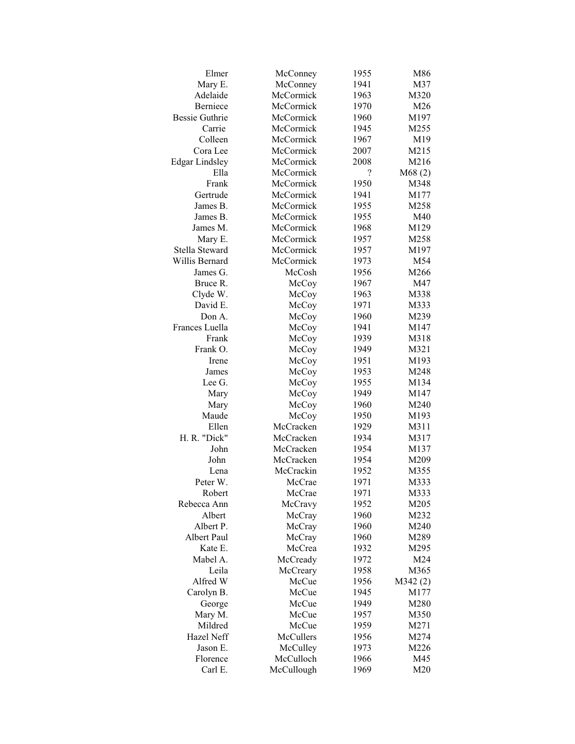| | | | |
|---|---|---|---|
| Elmer | McConney | 1955 | M86 |
| Mary E. | McConney | 1941 | M37 |
| Adelaide | McCormick | 1963 | M320 |
| Berniece | McCormick | 1970 | M26 |
| Bessie Guthrie | McCormick | 1960 | M197 |
| Carrie | McCormick | 1945 | M255 |
| Colleen | McCormick | 1967 | M19 |
| Cora Lee | McCormick | 2007 | M215 |
| Edgar Lindsley | McCormick | 2008 | M216 |
| Ella | McCormick | ? | M68 (2) |
| Frank | McCormick | 1950 | M348 |
| Gertrude | McCormick | 1941 | M177 |
| James B. | McCormick | 1955 | M258 |
| James B. | McCormick | 1955 | M40 |
| James M. | McCormick | 1968 | M129 |
| Mary E. | McCormick | 1957 | M258 |
| Stella Steward | McCormick | 1957 | M197 |
| Willis Bernard | McCormick | 1973 | M54 |
| James G. | McCosh | 1956 | M266 |
| Bruce R. | McCoy | 1967 | M47 |
| Clyde W. | McCoy | 1963 | M338 |
| David E. | McCoy | 1971 | M333 |
| Don A. | McCoy | 1960 | M239 |
| Frances Luella | McCoy | 1941 | M147 |
| Frank | McCoy | 1939 | M318 |
| Frank O. | McCoy | 1949 | M321 |
| Irene | McCoy | 1951 | M193 |
| James | McCoy | 1953 | M248 |
| Lee G. | McCoy | 1955 | M134 |
| Mary | McCoy | 1949 | M147 |
| Mary | McCoy | 1960 | M240 |
| Maude | McCoy | 1950 | M193 |
| Ellen | McCracken | 1929 | M311 |
| H. R. "Dick" | McCracken | 1934 | M317 |
| John | McCracken | 1954 | M137 |
| John | McCracken | 1954 | M209 |
| Lena | McCrackin | 1952 | M355 |
| Peter W. | McCrae | 1971 | M333 |
| Robert | McCrae | 1971 | M333 |
| Rebecca Ann | McCravy | 1952 | M205 |
| Albert | McCray | 1960 | M232 |
| Albert P. | McCray | 1960 | M240 |
| Albert Paul | McCray | 1960 | M289 |
| Kate E. | McCrea | 1932 | M295 |
| Mabel A. | McCready | 1972 | M24 |
| Leila | McCreary | 1958 | M365 |
| Alfred W | McCue | 1956 | M342 (2) |
| Carolyn B. | McCue | 1945 | M177 |
| George | McCue | 1949 | M280 |
| Mary M. | McCue | 1957 | M350 |
| Mildred | McCue | 1959 | M271 |
| Hazel Neff | McCullers | 1956 | M274 |
| Jason E. | McCulley | 1973 | M226 |
| Florence | McCulloch | 1966 | M45 |
| Carl E. | McCullough | 1969 | M20 |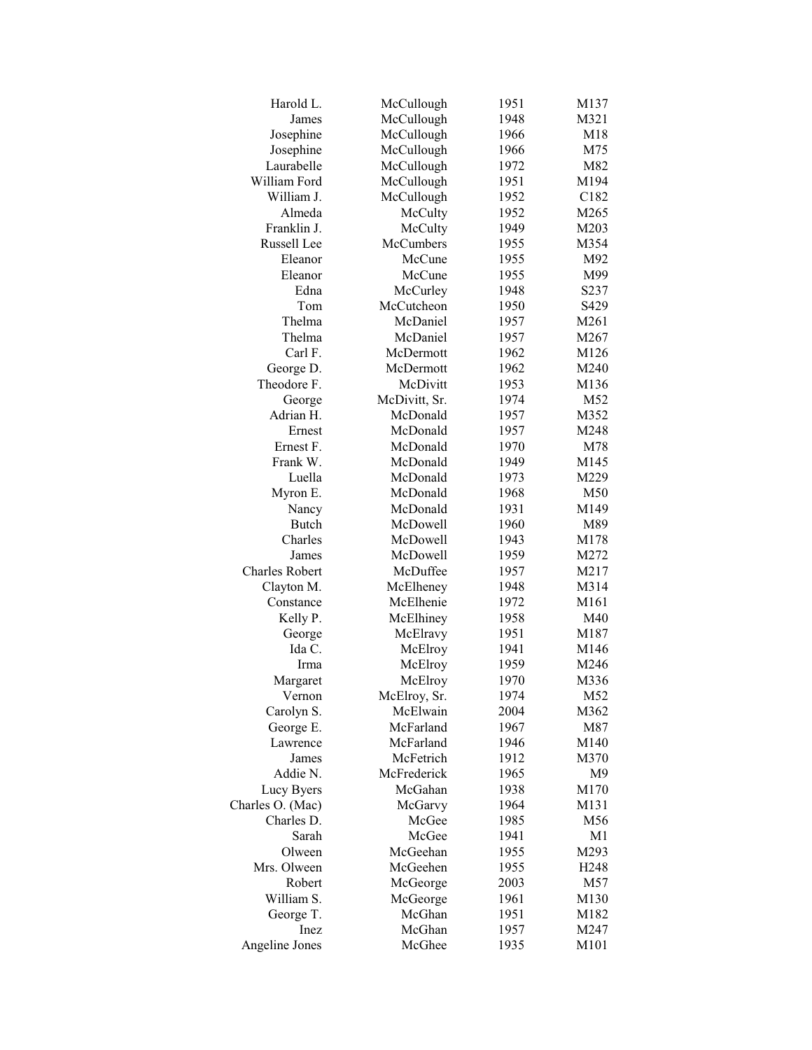| | | | |
|---|---|---|---|
| Harold L. | McCullough | 1951 | M137 |
| James | McCullough | 1948 | M321 |
| Josephine | McCullough | 1966 | M18 |
| Josephine | McCullough | 1966 | M75 |
| Laurabelle | McCullough | 1972 | M82 |
| William Ford | McCullough | 1951 | M194 |
| William J. | McCullough | 1952 | C182 |
| Almeda | McCulty | 1952 | M265 |
| Franklin J. | McCulty | 1949 | M203 |
| Russell Lee | McCumbers | 1955 | M354 |
| Eleanor | McCune | 1955 | M92 |
| Eleanor | McCune | 1955 | M99 |
| Edna | McCurley | 1948 | S237 |
| Tom | McCutcheon | 1950 | S429 |
| Thelma | McDaniel | 1957 | M261 |
| Thelma | McDaniel | 1957 | M267 |
| Carl F. | McDermott | 1962 | M126 |
| George D. | McDermott | 1962 | M240 |
| Theodore F. | McDivitt | 1953 | M136 |
| George | McDivitt, Sr. | 1974 | M52 |
| Adrian H. | McDonald | 1957 | M352 |
| Ernest | McDonald | 1957 | M248 |
| Ernest F. | McDonald | 1970 | M78 |
| Frank W. | McDonald | 1949 | M145 |
| Luella | McDonald | 1973 | M229 |
| Myron E. | McDonald | 1968 | M50 |
| Nancy | McDonald | 1931 | M149 |
| Butch | McDowell | 1960 | M89 |
| Charles | McDowell | 1943 | M178 |
| James | McDowell | 1959 | M272 |
| Charles Robert | McDuffee | 1957 | M217 |
| Clayton M. | McElheney | 1948 | M314 |
| Constance | McElhenie | 1972 | M161 |
| Kelly P. | McElhiney | 1958 | M40 |
| George | McElravy | 1951 | M187 |
| Ida C. | McElroy | 1941 | M146 |
| Irma | McElroy | 1959 | M246 |
| Margaret | McElroy | 1970 | M336 |
| Vernon | McElroy, Sr. | 1974 | M52 |
| Carolyn S. | McElwain | 2004 | M362 |
| George E. | McFarland | 1967 | M87 |
| Lawrence | McFarland | 1946 | M140 |
| James | McFetrich | 1912 | M370 |
| Addie N. | McFrederick | 1965 | M9 |
| Lucy Byers | McGahan | 1938 | M170 |
| Charles O. (Mac) | McGarvy | 1964 | M131 |
| Charles D. | McGee | 1985 | M56 |
| Sarah | McGee | 1941 | M1 |
| Olween | McGeehan | 1955 | M293 |
| Mrs. Olween | McGeehen | 1955 | H248 |
| Robert | McGeorge | 2003 | M57 |
| William S. | McGeorge | 1961 | M130 |
| George T. | McGhan | 1951 | M182 |
| Inez | McGhan | 1957 | M247 |
| Angeline Jones | McGhee | 1935 | M101 |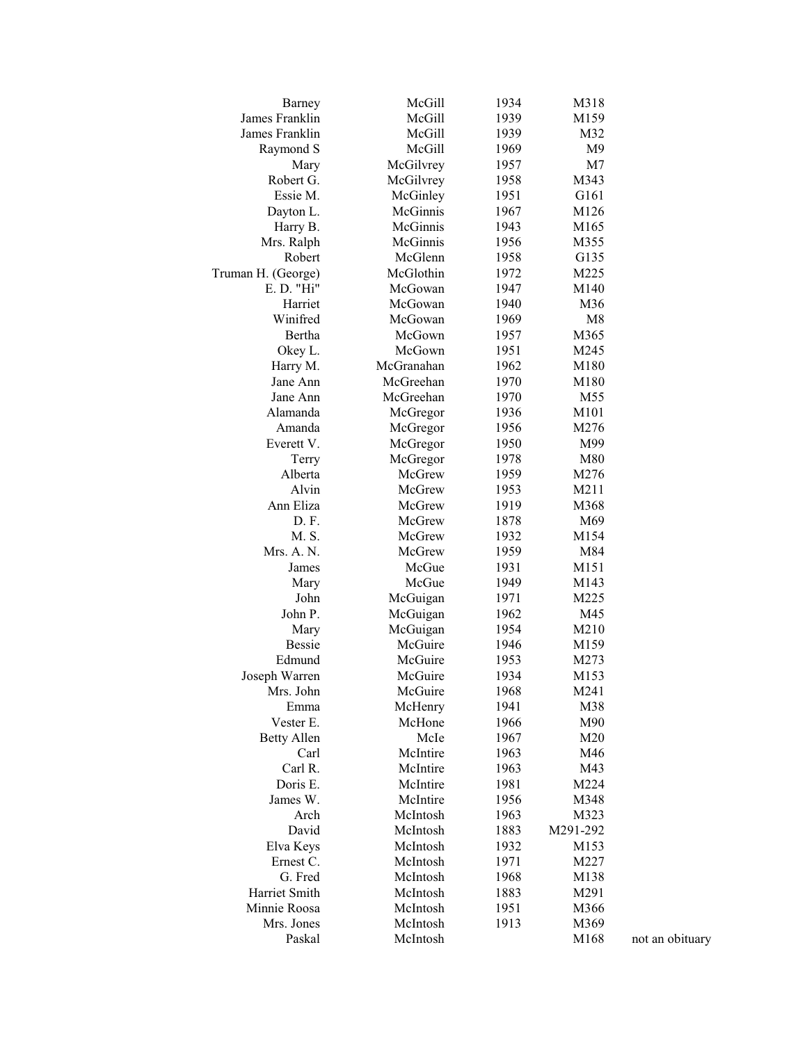| | | | | |
|---|---|---|---|---|
| Barney | McGill | 1934 | M318 | |
| James Franklin | McGill | 1939 | M159 | |
| James Franklin | McGill | 1939 | M32 | |
| Raymond S | McGill | 1969 | M9 | |
| Mary | McGilvrey | 1957 | M7 | |
| Robert G. | McGilvrey | 1958 | M343 | |
| Essie M. | McGinley | 1951 | G161 | |
| Dayton L. | McGinnis | 1967 | M126 | |
| Harry B. | McGinnis | 1943 | M165 | |
| Mrs. Ralph | McGinnis | 1956 | M355 | |
| Robert | McGlenn | 1958 | G135 | |
| Truman H. (George) | McGlothin | 1972 | M225 | |
| E. D. "Hi" | McGowan | 1947 | M140 | |
| Harriet | McGowan | 1940 | M36 | |
| Winifred | McGowan | 1969 | M8 | |
| Bertha | McGown | 1957 | M365 | |
| Okey L. | McGown | 1951 | M245 | |
| Harry M. | McGranahan | 1962 | M180 | |
| Jane Ann | McGreehan | 1970 | M180 | |
| Jane Ann | McGreehan | 1970 | M55 | |
| Alamanda | McGregor | 1936 | M101 | |
| Amanda | McGregor | 1956 | M276 | |
| Everett V. | McGregor | 1950 | M99 | |
| Terry | McGregor | 1978 | M80 | |
| Alberta | McGrew | 1959 | M276 | |
| Alvin | McGrew | 1953 | M211 | |
| Ann Eliza | McGrew | 1919 | M368 | |
| D. F. | McGrew | 1878 | M69 | |
| M. S. | McGrew | 1932 | M154 | |
| Mrs. A. N. | McGrew | 1959 | M84 | |
| James | McGue | 1931 | M151 | |
| Mary | McGue | 1949 | M143 | |
| John | McGuigan | 1971 | M225 | |
| John P. | McGuigan | 1962 | M45 | |
| Mary | McGuigan | 1954 | M210 | |
| Bessie | McGuire | 1946 | M159 | |
| Edmund | McGuire | 1953 | M273 | |
| Joseph Warren | McGuire | 1934 | M153 | |
| Mrs. John | McGuire | 1968 | M241 | |
| Emma | McHenry | 1941 | M38 | |
| Vester E. | McHone | 1966 | M90 | |
| Betty Allen | McIe | 1967 | M20 | |
| Carl | McIntire | 1963 | M46 | |
| Carl R. | McIntire | 1963 | M43 | |
| Doris E. | McIntire | 1981 | M224 | |
| James W. | McIntire | 1956 | M348 | |
| Arch | McIntosh | 1963 | M323 | |
| David | McIntosh | 1883 | M291-292 | |
| Elva Keys | McIntosh | 1932 | M153 | |
| Ernest C. | McIntosh | 1971 | M227 | |
| G. Fred | McIntosh | 1968 | M138 | |
| Harriet Smith | McIntosh | 1883 | M291 | |
| Minnie Roosa | McIntosh | 1951 | M366 | |
| Mrs. Jones | McIntosh | 1913 | M369 | |
| Paskal | McIntosh | | M168 | not an obituary |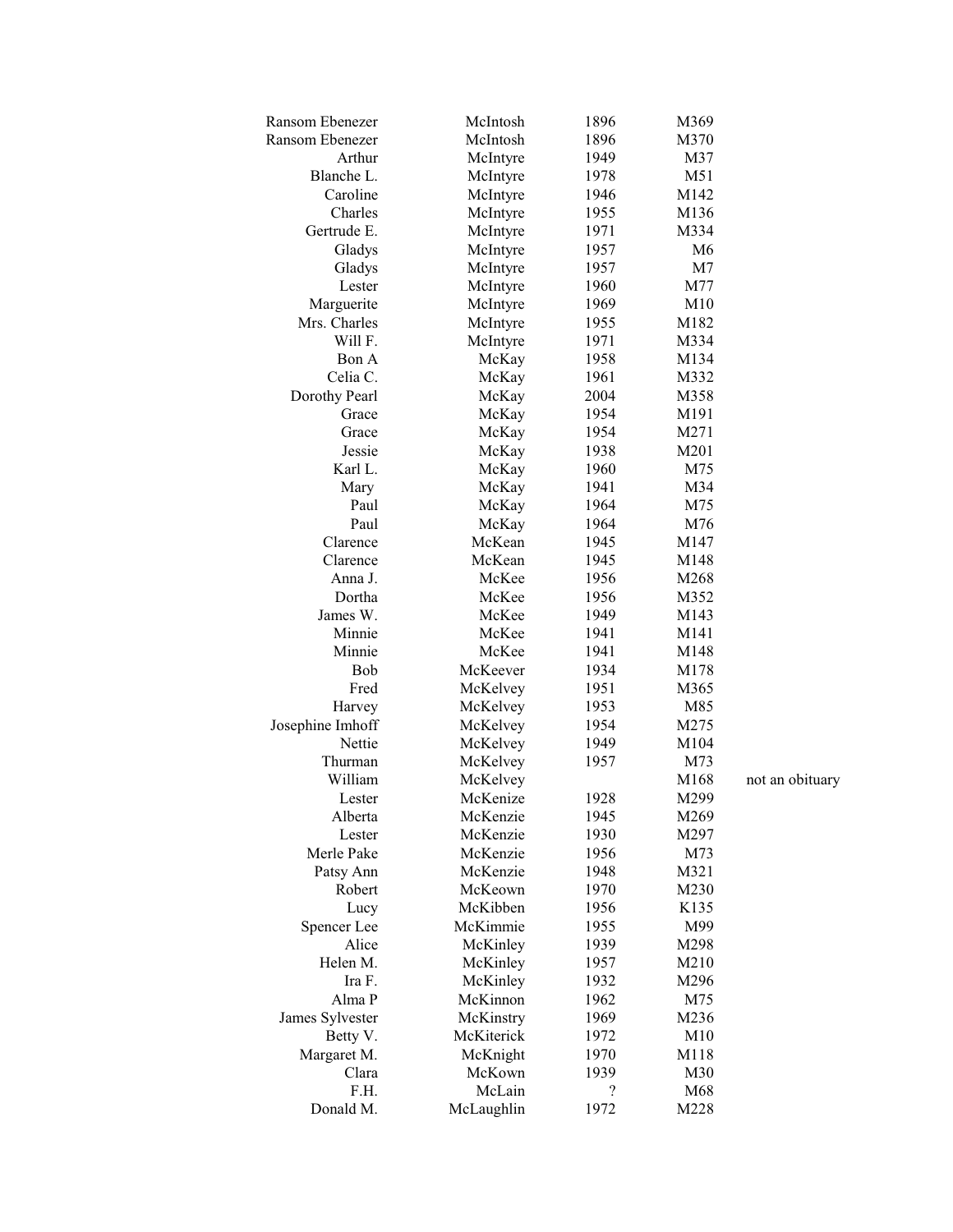| | | | | |
|---|---|---|---|---|
| Ransom Ebenezer | McIntosh | 1896 | M369 | |
| Ransom Ebenezer | McIntosh | 1896 | M370 | |
| Arthur | McIntyre | 1949 | M37 | |
| Blanche L. | McIntyre | 1978 | M51 | |
| Caroline | McIntyre | 1946 | M142 | |
| Charles | McIntyre | 1955 | M136 | |
| Gertrude E. | McIntyre | 1971 | M334 | |
| Gladys | McIntyre | 1957 | M6 | |
| Gladys | McIntyre | 1957 | M7 | |
| Lester | McIntyre | 1960 | M77 | |
| Marguerite | McIntyre | 1969 | M10 | |
| Mrs. Charles | McIntyre | 1955 | M182 | |
| Will F. | McIntyre | 1971 | M334 | |
| Bon A | McKay | 1958 | M134 | |
| Celia C. | McKay | 1961 | M332 | |
| Dorothy Pearl | McKay | 2004 | M358 | |
| Grace | McKay | 1954 | M191 | |
| Grace | McKay | 1954 | M271 | |
| Jessie | McKay | 1938 | M201 | |
| Karl L. | McKay | 1960 | M75 | |
| Mary | McKay | 1941 | M34 | |
| Paul | McKay | 1964 | M75 | |
| Paul | McKay | 1964 | M76 | |
| Clarence | McKean | 1945 | M147 | |
| Clarence | McKean | 1945 | M148 | |
| Anna J. | McKee | 1956 | M268 | |
| Dortha | McKee | 1956 | M352 | |
| James W. | McKee | 1949 | M143 | |
| Minnie | McKee | 1941 | M141 | |
| Minnie | McKee | 1941 | M148 | |
| Bob | McKeever | 1934 | M178 | |
| Fred | McKelvey | 1951 | M365 | |
| Harvey | McKelvey | 1953 | M85 | |
| Josephine Imhoff | McKelvey | 1954 | M275 | |
| Nettie | McKelvey | 1949 | M104 | |
| Thurman | McKelvey | 1957 | M73 | |
| William | McKelvey | | M168 | not an obituary |
| Lester | McKenize | 1928 | M299 | |
| Alberta | McKenzie | 1945 | M269 | |
| Lester | McKenzie | 1930 | M297 | |
| Merle Pake | McKenzie | 1956 | M73 | |
| Patsy Ann | McKenzie | 1948 | M321 | |
| Robert | McKeown | 1970 | M230 | |
| Lucy | McKibben | 1956 | K135 | |
| Spencer Lee | McKimmie | 1955 | M99 | |
| Alice | McKinley | 1939 | M298 | |
| Helen M. | McKinley | 1957 | M210 | |
| Ira F. | McKinley | 1932 | M296 | |
| Alma P | McKinnon | 1962 | M75 | |
| James Sylvester | McKinstry | 1969 | M236 | |
| Betty V. | McKiterick | 1972 | M10 | |
| Margaret M. | McKnight | 1970 | M118 | |
| Clara | McKown | 1939 | M30 | |
| F.H. | McLain | ? | M68 | |
| Donald M. | McLaughlin | 1972 | M228 | |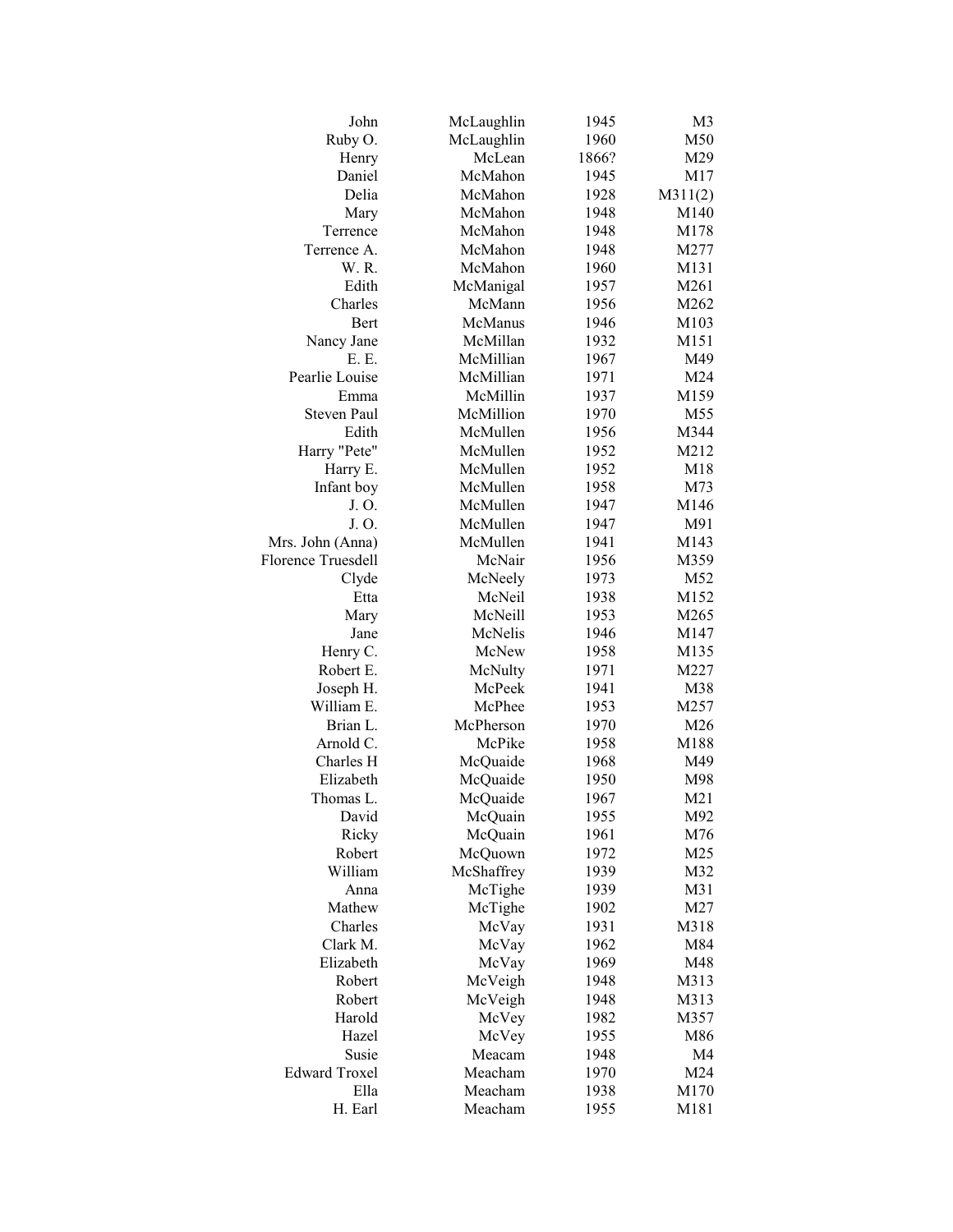| | | | |
|---|---|---|---|
| John | McLaughlin | 1945 | M3 |
| Ruby O. | McLaughlin | 1960 | M50 |
| Henry | McLean | 1866? | M29 |
| Daniel | McMahon | 1945 | M17 |
| Delia | McMahon | 1928 | M311(2) |
| Mary | McMahon | 1948 | M140 |
| Terrence | McMahon | 1948 | M178 |
| Terrence A. | McMahon | 1948 | M277 |
| W. R. | McMahon | 1960 | M131 |
| Edith | McManigal | 1957 | M261 |
| Charles | McMann | 1956 | M262 |
| Bert | McManus | 1946 | M103 |
| Nancy Jane | McMillan | 1932 | M151 |
| E. E. | McMillian | 1967 | M49 |
| Pearlie Louise | McMillian | 1971 | M24 |
| Emma | McMillin | 1937 | M159 |
| Steven Paul | McMillion | 1970 | M55 |
| Edith | McMullen | 1956 | M344 |
| Harry "Pete" | McMullen | 1952 | M212 |
| Harry E. | McMullen | 1952 | M18 |
| Infant boy | McMullen | 1958 | M73 |
| J. O. | McMullen | 1947 | M146 |
| J. O. | McMullen | 1947 | M91 |
| Mrs. John (Anna) | McMullen | 1941 | M143 |
| Florence Truesdell | McNair | 1956 | M359 |
| Clyde | McNeely | 1973 | M52 |
| Etta | McNeil | 1938 | M152 |
| Mary | McNeill | 1953 | M265 |
| Jane | McNelis | 1946 | M147 |
| Henry C. | McNew | 1958 | M135 |
| Robert E. | McNulty | 1971 | M227 |
| Joseph H. | McPeek | 1941 | M38 |
| William E. | McPhee | 1953 | M257 |
| Brian L. | McPherson | 1970 | M26 |
| Arnold C. | McPike | 1958 | M188 |
| Charles H | McQuaide | 1968 | M49 |
| Elizabeth | McQuaide | 1950 | M98 |
| Thomas L. | McQuaide | 1967 | M21 |
| David | McQuain | 1955 | M92 |
| Ricky | McQuain | 1961 | M76 |
| Robert | McQuown | 1972 | M25 |
| William | McShaffrey | 1939 | M32 |
| Anna | McTighe | 1939 | M31 |
| Mathew | McTighe | 1902 | M27 |
| Charles | McVay | 1931 | M318 |
| Clark M. | McVay | 1962 | M84 |
| Elizabeth | McVay | 1969 | M48 |
| Robert | McVeigh | 1948 | M313 |
| Robert | McVeigh | 1948 | M313 |
| Harold | McVey | 1982 | M357 |
| Hazel | McVey | 1955 | M86 |
| Susie | Meacam | 1948 | M4 |
| Edward Troxel | Meacham | 1970 | M24 |
| Ella | Meacham | 1938 | M170 |
| H. Earl | Meacham | 1955 | M181 |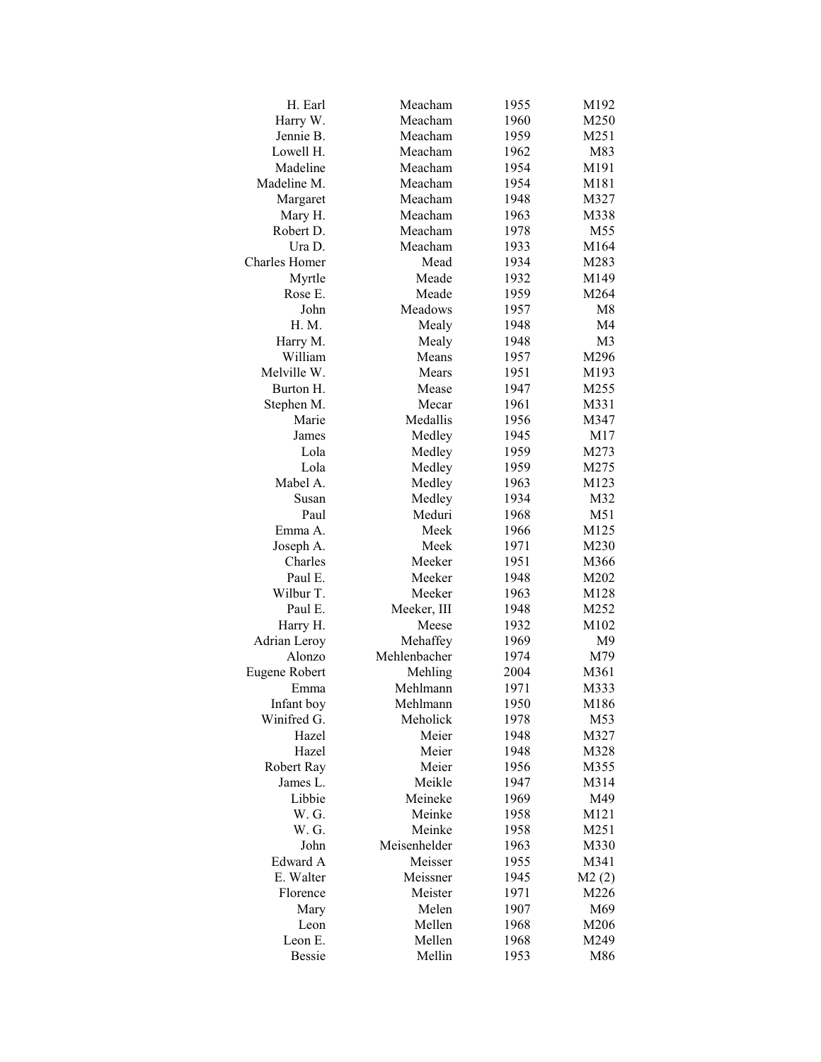| | | | |
|---|---|---|---|
| H. Earl | Meacham | 1955 | M192 |
| Harry W. | Meacham | 1960 | M250 |
| Jennie B. | Meacham | 1959 | M251 |
| Lowell H. | Meacham | 1962 | M83 |
| Madeline | Meacham | 1954 | M191 |
| Madeline M. | Meacham | 1954 | M181 |
| Margaret | Meacham | 1948 | M327 |
| Mary H. | Meacham | 1963 | M338 |
| Robert D. | Meacham | 1978 | M55 |
| Ura D. | Meacham | 1933 | M164 |
| Charles Homer | Mead | 1934 | M283 |
| Myrtle | Meade | 1932 | M149 |
| Rose E. | Meade | 1959 | M264 |
| John | Meadows | 1957 | M8 |
| H. M. | Mealy | 1948 | M4 |
| Harry M. | Mealy | 1948 | M3 |
| William | Means | 1957 | M296 |
| Melville W. | Mears | 1951 | M193 |
| Burton H. | Mease | 1947 | M255 |
| Stephen M. | Mecar | 1961 | M331 |
| Marie | Medallis | 1956 | M347 |
| James | Medley | 1945 | M17 |
| Lola | Medley | 1959 | M273 |
| Lola | Medley | 1959 | M275 |
| Mabel A. | Medley | 1963 | M123 |
| Susan | Medley | 1934 | M32 |
| Paul | Meduri | 1968 | M51 |
| Emma A. | Meek | 1966 | M125 |
| Joseph A. | Meek | 1971 | M230 |
| Charles | Meeker | 1951 | M366 |
| Paul E. | Meeker | 1948 | M202 |
| Wilbur T. | Meeker | 1963 | M128 |
| Paul E. | Meeker, III | 1948 | M252 |
| Harry H. | Meese | 1932 | M102 |
| Adrian Leroy | Mehaffey | 1969 | M9 |
| Alonzo | Mehlenbacher | 1974 | M79 |
| Eugene Robert | Mehling | 2004 | M361 |
| Emma | Mehlmann | 1971 | M333 |
| Infant boy | Mehlmann | 1950 | M186 |
| Winifred G. | Meholick | 1978 | M53 |
| Hazel | Meier | 1948 | M327 |
| Hazel | Meier | 1948 | M328 |
| Robert Ray | Meier | 1956 | M355 |
| James L. | Meikle | 1947 | M314 |
| Libbie | Meineke | 1969 | M49 |
| W. G. | Meinke | 1958 | M121 |
| W. G. | Meinke | 1958 | M251 |
| John | Meisenhelder | 1963 | M330 |
| Edward A | Meisser | 1955 | M341 |
| E. Walter | Meissner | 1945 | M2 (2) |
| Florence | Meister | 1971 | M226 |
| Mary | Melen | 1907 | M69 |
| Leon | Mellen | 1968 | M206 |
| Leon E. | Mellen | 1968 | M249 |
| Bessie | Mellin | 1953 | M86 |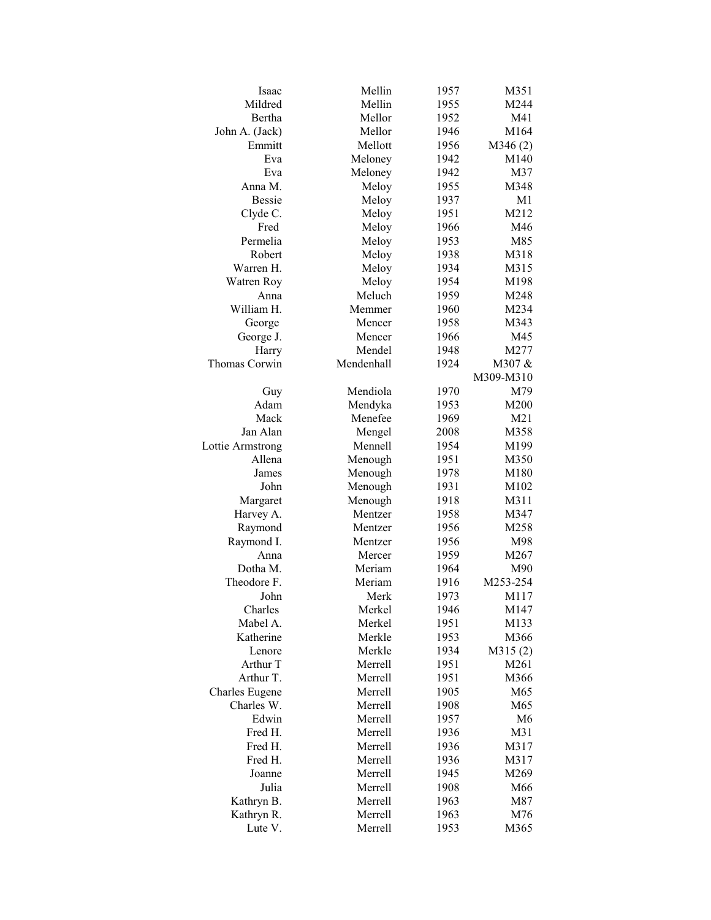| | | | |
|---|---|---|---|
| Isaac | Mellin | 1957 | M351 |
| Mildred | Mellin | 1955 | M244 |
| Bertha | Mellor | 1952 | M41 |
| John A. (Jack) | Mellor | 1946 | M164 |
| Emmitt | Mellott | 1956 | M346 (2) |
| Eva | Meloney | 1942 | M140 |
| Eva | Meloney | 1942 | M37 |
| Anna M. | Meloy | 1955 | M348 |
| Bessie | Meloy | 1937 | M1 |
| Clyde C. | Meloy | 1951 | M212 |
| Fred | Meloy | 1966 | M46 |
| Permelia | Meloy | 1953 | M85 |
| Robert | Meloy | 1938 | M318 |
| Warren H. | Meloy | 1934 | M315 |
| Watren Roy | Meloy | 1954 | M198 |
| Anna | Meluch | 1959 | M248 |
| William H. | Memmer | 1960 | M234 |
| George | Mencer | 1958 | M343 |
| George J. | Mencer | 1966 | M45 |
| Harry | Mendel | 1948 | M277 |
| Thomas Corwin | Mendenhall | 1924 | M307 & M309-M310 |
| Guy | Mendiola | 1970 | M79 |
| Adam | Mendyka | 1953 | M200 |
| Mack | Menefee | 1969 | M21 |
| Jan Alan | Mengel | 2008 | M358 |
| Lottie Armstrong | Mennell | 1954 | M199 |
| Allena | Menough | 1951 | M350 |
| James | Menough | 1978 | M180 |
| John | Menough | 1931 | M102 |
| Margaret | Menough | 1918 | M311 |
| Harvey A. | Mentzer | 1958 | M347 |
| Raymond | Mentzer | 1956 | M258 |
| Raymond I. | Mentzer | 1956 | M98 |
| Anna | Mercer | 1959 | M267 |
| Dotha M. | Meriam | 1964 | M90 |
| Theodore F. | Meriam | 1916 | M253-254 |
| John | Merk | 1973 | M117 |
| Charles | Merkel | 1946 | M147 |
| Mabel A. | Merkel | 1951 | M133 |
| Katherine | Merkle | 1953 | M366 |
| Lenore | Merkle | 1934 | M315 (2) |
| Arthur T | Merrell | 1951 | M261 |
| Arthur T. | Merrell | 1951 | M366 |
| Charles Eugene | Merrell | 1905 | M65 |
| Charles W. | Merrell | 1908 | M65 |
| Edwin | Merrell | 1957 | M6 |
| Fred H. | Merrell | 1936 | M31 |
| Fred H. | Merrell | 1936 | M317 |
| Fred H. | Merrell | 1936 | M317 |
| Joanne | Merrell | 1945 | M269 |
| Julia | Merrell | 1908 | M66 |
| Kathryn B. | Merrell | 1963 | M87 |
| Kathryn R. | Merrell | 1963 | M76 |
| Lute V. | Merrell | 1953 | M365 |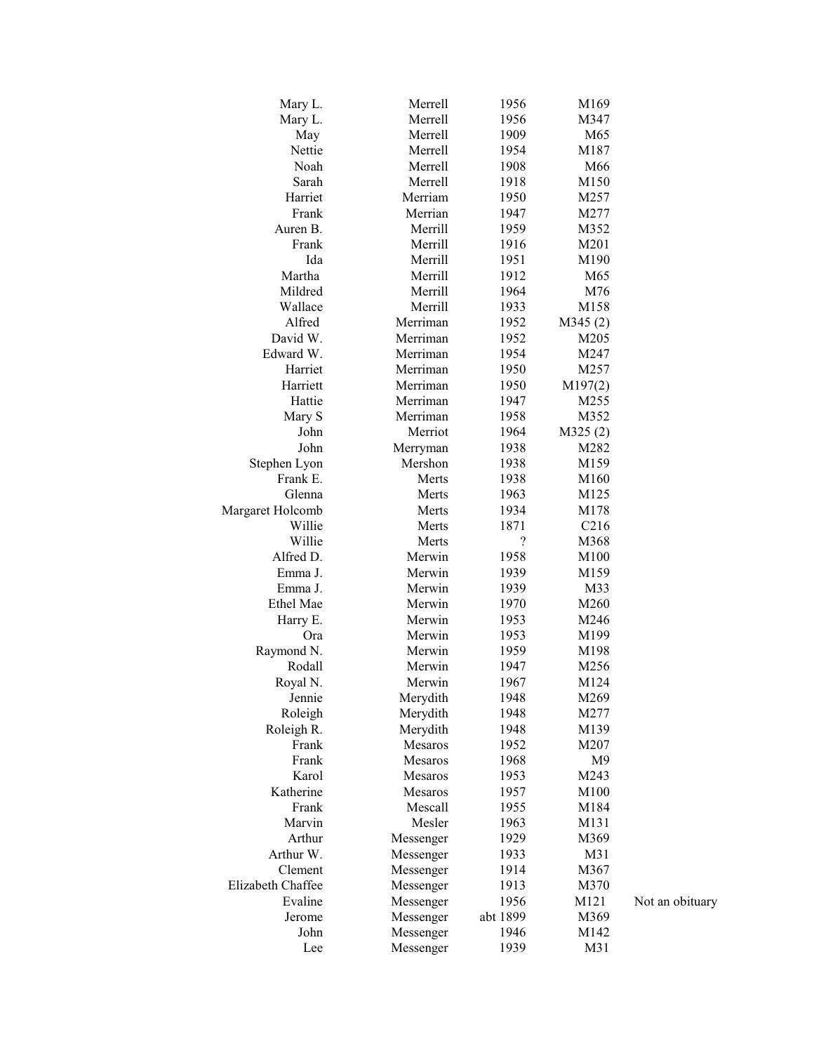| | | | | |
|---|---|---|---|---|
| Mary L. | Merrell | 1956 | M169 | |
| Mary L. | Merrell | 1956 | M347 | |
| May | Merrell | 1909 | M65 | |
| Nettie | Merrell | 1954 | M187 | |
| Noah | Merrell | 1908 | M66 | |
| Sarah | Merrell | 1918 | M150 | |
| Harriet | Merriam | 1950 | M257 | |
| Frank | Merrian | 1947 | M277 | |
| Auren B. | Merrill | 1959 | M352 | |
| Frank | Merrill | 1916 | M201 | |
| Ida | Merrill | 1951 | M190 | |
| Martha | Merrill | 1912 | M65 | |
| Mildred | Merrill | 1964 | M76 | |
| Wallace | Merrill | 1933 | M158 | |
| Alfred | Merriman | 1952 | M345 (2) | |
| David W. | Merriman | 1952 | M205 | |
| Edward W. | Merriman | 1954 | M247 | |
| Harriet | Merriman | 1950 | M257 | |
| Harriett | Merriman | 1950 | M197(2) | |
| Hattie | Merriman | 1947 | M255 | |
| Mary S | Merriman | 1958 | M352 | |
| John | Merriot | 1964 | M325 (2) | |
| John | Merryman | 1938 | M282 | |
| Stephen Lyon | Mershon | 1938 | M159 | |
| Frank E. | Merts | 1938 | M160 | |
| Glenna | Merts | 1963 | M125 | |
| Margaret Holcomb | Merts | 1934 | M178 | |
| Willie | Merts | 1871 | C216 | |
| Willie | Merts | ? | M368 | |
| Alfred D. | Merwin | 1958 | M100 | |
| Emma J. | Merwin | 1939 | M159 | |
| Emma J. | Merwin | 1939 | M33 | |
| Ethel Mae | Merwin | 1970 | M260 | |
| Harry E. | Merwin | 1953 | M246 | |
| Ora | Merwin | 1953 | M199 | |
| Raymond N. | Merwin | 1959 | M198 | |
| Rodall | Merwin | 1947 | M256 | |
| Royal N. | Merwin | 1967 | M124 | |
| Jennie | Merydith | 1948 | M269 | |
| Roleigh | Merydith | 1948 | M277 | |
| Roleigh R. | Merydith | 1948 | M139 | |
| Frank | Mesaros | 1952 | M207 | |
| Frank | Mesaros | 1968 | M9 | |
| Karol | Mesaros | 1953 | M243 | |
| Katherine | Mesaros | 1957 | M100 | |
| Frank | Mescall | 1955 | M184 | |
| Marvin | Mesler | 1963 | M131 | |
| Arthur | Messenger | 1929 | M369 | |
| Arthur W. | Messenger | 1933 | M31 | |
| Clement | Messenger | 1914 | M367 | |
| Elizabeth Chaffee | Messenger | 1913 | M370 | |
| Evaline | Messenger | 1956 | M121 | Not an obituary |
| Jerome | Messenger | abt 1899 | M369 | |
| John | Messenger | 1946 | M142 | |
| Lee | Messenger | 1939 | M31 | |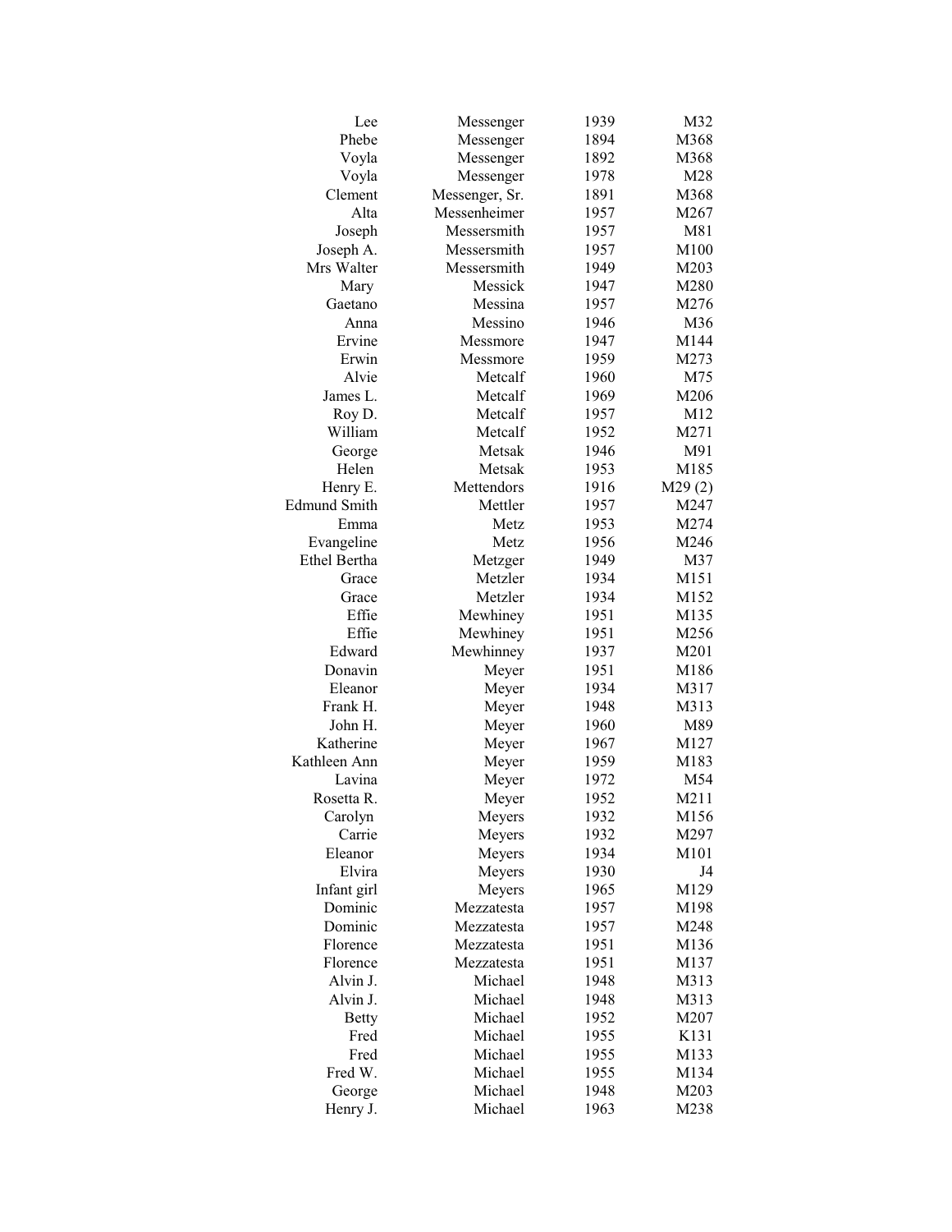| | | | |
|---|---|---|---|
| Lee | Messenger | 1939 | M32 |
| Phebe | Messenger | 1894 | M368 |
| Voyla | Messenger | 1892 | M368 |
| Voyla | Messenger | 1978 | M28 |
| Clement | Messenger, Sr. | 1891 | M368 |
| Alta | Messenheimer | 1957 | M267 |
| Joseph | Messersmith | 1957 | M81 |
| Joseph A. | Messersmith | 1957 | M100 |
| Mrs Walter | Messersmith | 1949 | M203 |
| Mary | Messick | 1947 | M280 |
| Gaetano | Messina | 1957 | M276 |
| Anna | Messino | 1946 | M36 |
| Ervine | Messmore | 1947 | M144 |
| Erwin | Messmore | 1959 | M273 |
| Alvie | Metcalf | 1960 | M75 |
| James L. | Metcalf | 1969 | M206 |
| Roy D. | Metcalf | 1957 | M12 |
| William | Metcalf | 1952 | M271 |
| George | Metsak | 1946 | M91 |
| Helen | Metsak | 1953 | M185 |
| Henry E. | Mettendors | 1916 | M29 (2) |
| Edmund Smith | Mettler | 1957 | M247 |
| Emma | Metz | 1953 | M274 |
| Evangeline | Metz | 1956 | M246 |
| Ethel Bertha | Metzger | 1949 | M37 |
| Grace | Metzler | 1934 | M151 |
| Grace | Metzler | 1934 | M152 |
| Effie | Mewhiney | 1951 | M135 |
| Effie | Mewhiney | 1951 | M256 |
| Edward | Mewhinney | 1937 | M201 |
| Donavin | Meyer | 1951 | M186 |
| Eleanor | Meyer | 1934 | M317 |
| Frank H. | Meyer | 1948 | M313 |
| John H. | Meyer | 1960 | M89 |
| Katherine | Meyer | 1967 | M127 |
| Kathleen Ann | Meyer | 1959 | M183 |
| Lavina | Meyer | 1972 | M54 |
| Rosetta R. | Meyer | 1952 | M211 |
| Carolyn | Meyers | 1932 | M156 |
| Carrie | Meyers | 1932 | M297 |
| Eleanor | Meyers | 1934 | M101 |
| Elvira | Meyers | 1930 | J4 |
| Infant girl | Meyers | 1965 | M129 |
| Dominic | Mezzatesta | 1957 | M198 |
| Dominic | Mezzatesta | 1957 | M248 |
| Florence | Mezzatesta | 1951 | M136 |
| Florence | Mezzatesta | 1951 | M137 |
| Alvin J. | Michael | 1948 | M313 |
| Alvin J. | Michael | 1948 | M313 |
| Betty | Michael | 1952 | M207 |
| Fred | Michael | 1955 | K131 |
| Fred | Michael | 1955 | M133 |
| Fred W. | Michael | 1955 | M134 |
| George | Michael | 1948 | M203 |
| Henry J. | Michael | 1963 | M238 |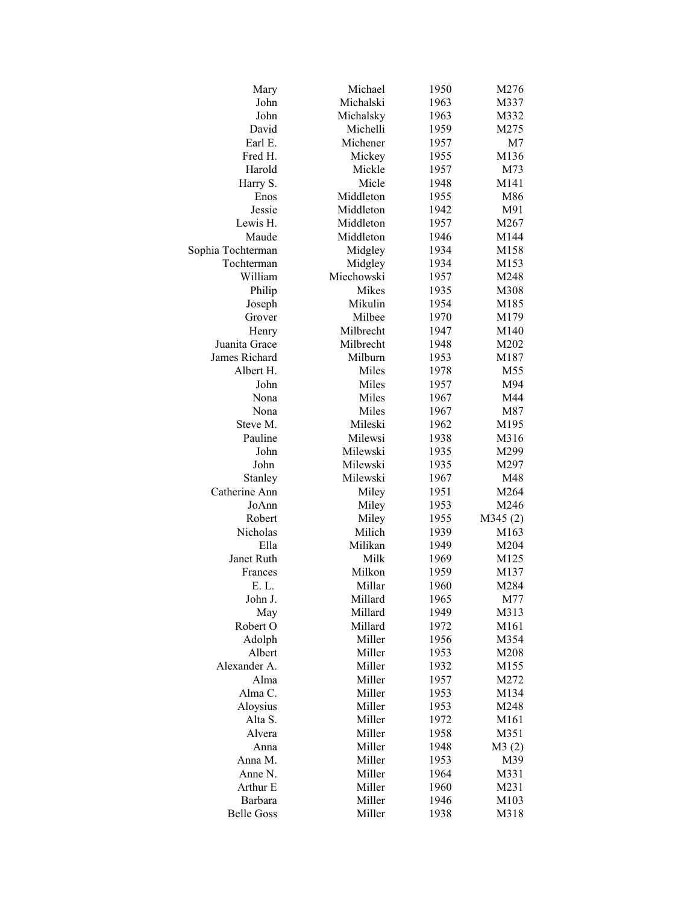| | | | |
|---|---|---|---|
| Mary | Michael | 1950 | M276 |
| John | Michalski | 1963 | M337 |
| John | Michalsky | 1963 | M332 |
| David | Michelli | 1959 | M275 |
| Earl E. | Michener | 1957 | M7 |
| Fred H. | Mickey | 1955 | M136 |
| Harold | Mickle | 1957 | M73 |
| Harry S. | Micle | 1948 | M141 |
| Enos | Middleton | 1955 | M86 |
| Jessie | Middleton | 1942 | M91 |
| Lewis H. | Middleton | 1957 | M267 |
| Maude | Middleton | 1946 | M144 |
| Sophia Tochterman | Midgley | 1934 | M158 |
| Tochterman | Midgley | 1934 | M153 |
| William | Miechowski | 1957 | M248 |
| Philip | Mikes | 1935 | M308 |
| Joseph | Mikulin | 1954 | M185 |
| Grover | Milbee | 1970 | M179 |
| Henry | Milbrecht | 1947 | M140 |
| Juanita Grace | Milbrecht | 1948 | M202 |
| James Richard | Milburn | 1953 | M187 |
| Albert H. | Miles | 1978 | M55 |
| John | Miles | 1957 | M94 |
| Nona | Miles | 1967 | M44 |
| Nona | Miles | 1967 | M87 |
| Steve M. | Mileski | 1962 | M195 |
| Pauline | Milewsi | 1938 | M316 |
| John | Milewski | 1935 | M299 |
| John | Milewski | 1935 | M297 |
| Stanley | Milewski | 1967 | M48 |
| Catherine Ann | Miley | 1951 | M264 |
| JoAnn | Miley | 1953 | M246 |
| Robert | Miley | 1955 | M345 (2) |
| Nicholas | Milich | 1939 | M163 |
| Ella | Milikan | 1949 | M204 |
| Janet Ruth | Milk | 1969 | M125 |
| Frances | Milkon | 1959 | M137 |
| E. L. | Millar | 1960 | M284 |
| John J. | Millard | 1965 | M77 |
| May | Millard | 1949 | M313 |
| Robert O | Millard | 1972 | M161 |
| Adolph | Miller | 1956 | M354 |
| Albert | Miller | 1953 | M208 |
| Alexander A. | Miller | 1932 | M155 |
| Alma | Miller | 1957 | M272 |
| Alma C. | Miller | 1953 | M134 |
| Aloysius | Miller | 1953 | M248 |
| Alta S. | Miller | 1972 | M161 |
| Alvera | Miller | 1958 | M351 |
| Anna | Miller | 1948 | M3 (2) |
| Anna M. | Miller | 1953 | M39 |
| Anne N. | Miller | 1964 | M331 |
| Arthur E | Miller | 1960 | M231 |
| Barbara | Miller | 1946 | M103 |
| Belle Goss | Miller | 1938 | M318 |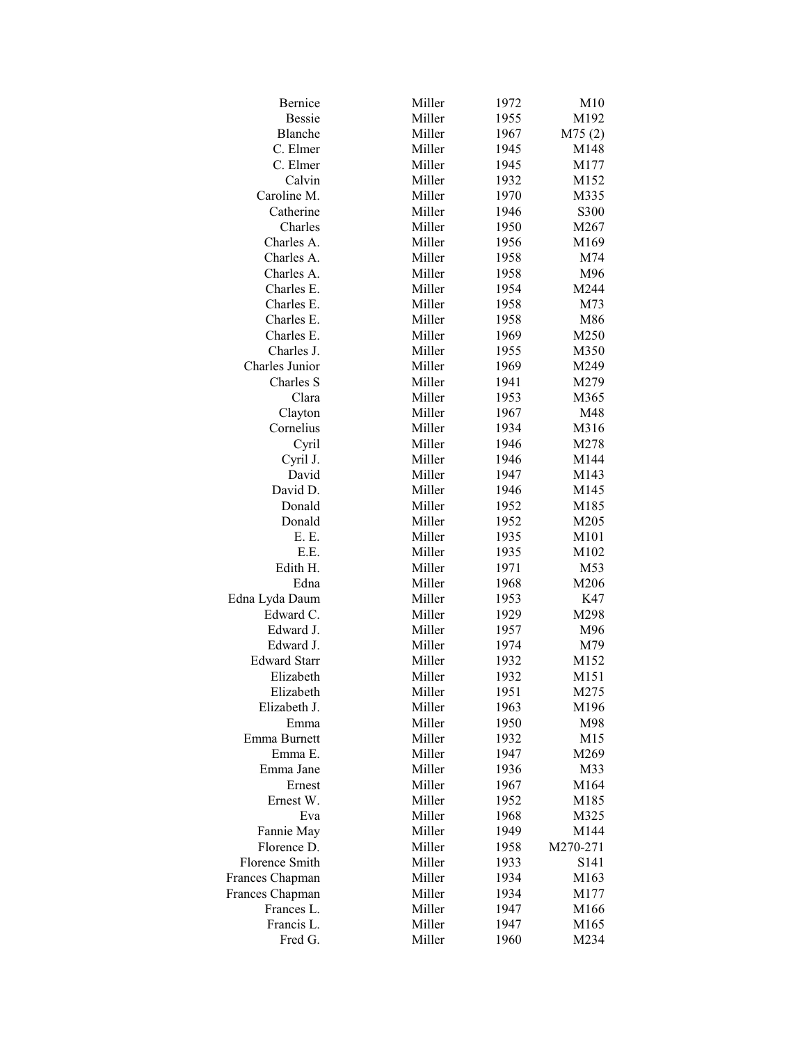| | | | |
|---|---|---|---|
| Bernice | Miller | 1972 | M10 |
| Bessie | Miller | 1955 | M192 |
| Blanche | Miller | 1967 | M75 (2) |
| C. Elmer | Miller | 1945 | M148 |
| C. Elmer | Miller | 1945 | M177 |
| Calvin | Miller | 1932 | M152 |
| Caroline M. | Miller | 1970 | M335 |
| Catherine | Miller | 1946 | S300 |
| Charles | Miller | 1950 | M267 |
| Charles A. | Miller | 1956 | M169 |
| Charles A. | Miller | 1958 | M74 |
| Charles A. | Miller | 1958 | M96 |
| Charles E. | Miller | 1954 | M244 |
| Charles E. | Miller | 1958 | M73 |
| Charles E. | Miller | 1958 | M86 |
| Charles E. | Miller | 1969 | M250 |
| Charles J. | Miller | 1955 | M350 |
| Charles Junior | Miller | 1969 | M249 |
| Charles S | Miller | 1941 | M279 |
| Clara | Miller | 1953 | M365 |
| Clayton | Miller | 1967 | M48 |
| Cornelius | Miller | 1934 | M316 |
| Cyril | Miller | 1946 | M278 |
| Cyril J. | Miller | 1946 | M144 |
| David | Miller | 1947 | M143 |
| David D. | Miller | 1946 | M145 |
| Donald | Miller | 1952 | M185 |
| Donald | Miller | 1952 | M205 |
| E. E. | Miller | 1935 | M101 |
| E.E. | Miller | 1935 | M102 |
| Edith H. | Miller | 1971 | M53 |
| Edna | Miller | 1968 | M206 |
| Edna Lyda Daum | Miller | 1953 | K47 |
| Edward C. | Miller | 1929 | M298 |
| Edward J. | Miller | 1957 | M96 |
| Edward J. | Miller | 1974 | M79 |
| Edward Starr | Miller | 1932 | M152 |
| Elizabeth | Miller | 1932 | M151 |
| Elizabeth | Miller | 1951 | M275 |
| Elizabeth J. | Miller | 1963 | M196 |
| Emma | Miller | 1950 | M98 |
| Emma Burnett | Miller | 1932 | M15 |
| Emma E. | Miller | 1947 | M269 |
| Emma Jane | Miller | 1936 | M33 |
| Ernest | Miller | 1967 | M164 |
| Ernest W. | Miller | 1952 | M185 |
| Eva | Miller | 1968 | M325 |
| Fannie May | Miller | 1949 | M144 |
| Florence D. | Miller | 1958 | M270-271 |
| Florence Smith | Miller | 1933 | S141 |
| Frances Chapman | Miller | 1934 | M163 |
| Frances Chapman | Miller | 1934 | M177 |
| Frances L. | Miller | 1947 | M166 |
| Francis L. | Miller | 1947 | M165 |
| Fred G. | Miller | 1960 | M234 |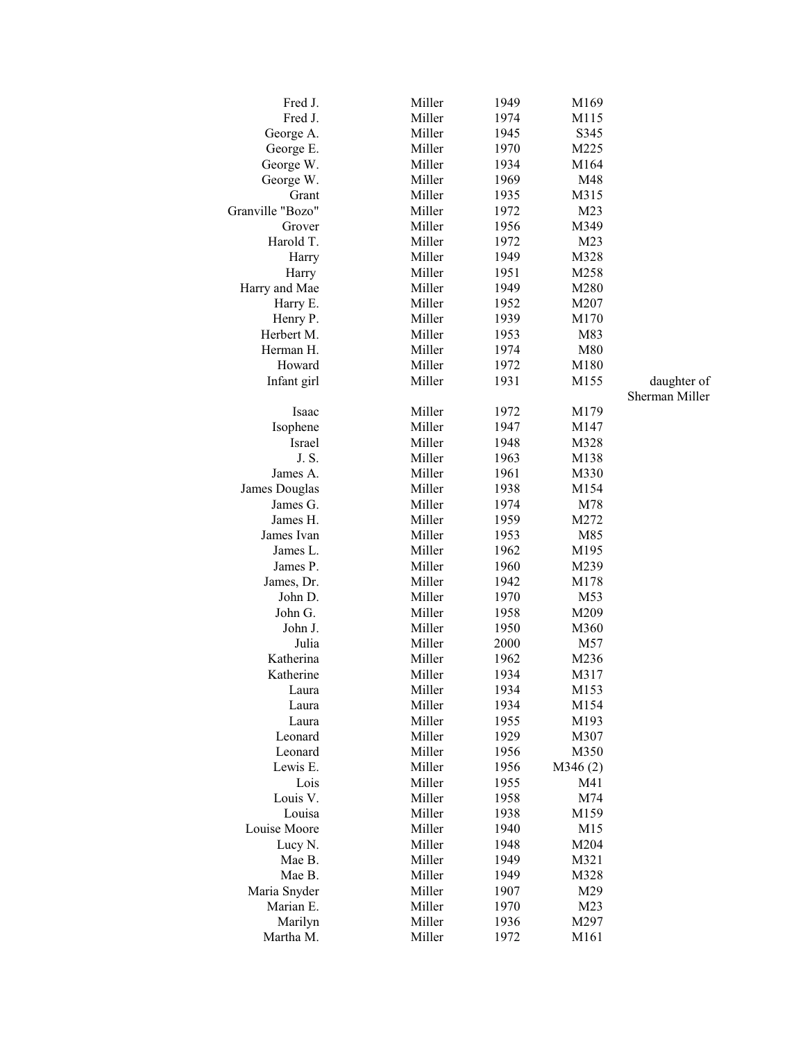| | | | | |
|---|---|---|---|---|
| Fred J. | Miller | 1949 | M169 | |
| Fred J. | Miller | 1974 | M115 | |
| George A. | Miller | 1945 | S345 | |
| George E. | Miller | 1970 | M225 | |
| George W. | Miller | 1934 | M164 | |
| George W. | Miller | 1969 | M48 | |
| Grant | Miller | 1935 | M315 | |
| Granville "Bozo" | Miller | 1972 | M23 | |
| Grover | Miller | 1956 | M349 | |
| Harold T. | Miller | 1972 | M23 | |
| Harry | Miller | 1949 | M328 | |
| Harry | Miller | 1951 | M258 | |
| Harry and Mae | Miller | 1949 | M280 | |
| Harry E. | Miller | 1952 | M207 | |
| Henry P. | Miller | 1939 | M170 | |
| Herbert M. | Miller | 1953 | M83 | |
| Herman H. | Miller | 1974 | M80 | |
| Howard | Miller | 1972 | M180 | |
| Infant girl | Miller | 1931 | M155 | daughter of Sherman Miller |
| Isaac | Miller | 1972 | M179 | |
| Isophene | Miller | 1947 | M147 | |
| Israel | Miller | 1948 | M328 | |
| J. S. | Miller | 1963 | M138 | |
| James A. | Miller | 1961 | M330 | |
| James Douglas | Miller | 1938 | M154 | |
| James G. | Miller | 1974 | M78 | |
| James H. | Miller | 1959 | M272 | |
| James Ivan | Miller | 1953 | M85 | |
| James L. | Miller | 1962 | M195 | |
| James P. | Miller | 1960 | M239 | |
| James, Dr. | Miller | 1942 | M178 | |
| John D. | Miller | 1970 | M53 | |
| John G. | Miller | 1958 | M209 | |
| John J. | Miller | 1950 | M360 | |
| Julia | Miller | 2000 | M57 | |
| Katherina | Miller | 1962 | M236 | |
| Katherine | Miller | 1934 | M317 | |
| Laura | Miller | 1934 | M153 | |
| Laura | Miller | 1934 | M154 | |
| Laura | Miller | 1955 | M193 | |
| Leonard | Miller | 1929 | M307 | |
| Leonard | Miller | 1956 | M350 | |
| Lewis E. | Miller | 1956 | M346 (2) | |
| Lois | Miller | 1955 | M41 | |
| Louis V. | Miller | 1958 | M74 | |
| Louisa | Miller | 1938 | M159 | |
| Louise Moore | Miller | 1940 | M15 | |
| Lucy N. | Miller | 1948 | M204 | |
| Mae B. | Miller | 1949 | M321 | |
| Mae B. | Miller | 1949 | M328 | |
| Maria Snyder | Miller | 1907 | M29 | |
| Marian E. | Miller | 1970 | M23 | |
| Marilyn | Miller | 1936 | M297 | |
| Martha M. | Miller | 1972 | M161 | |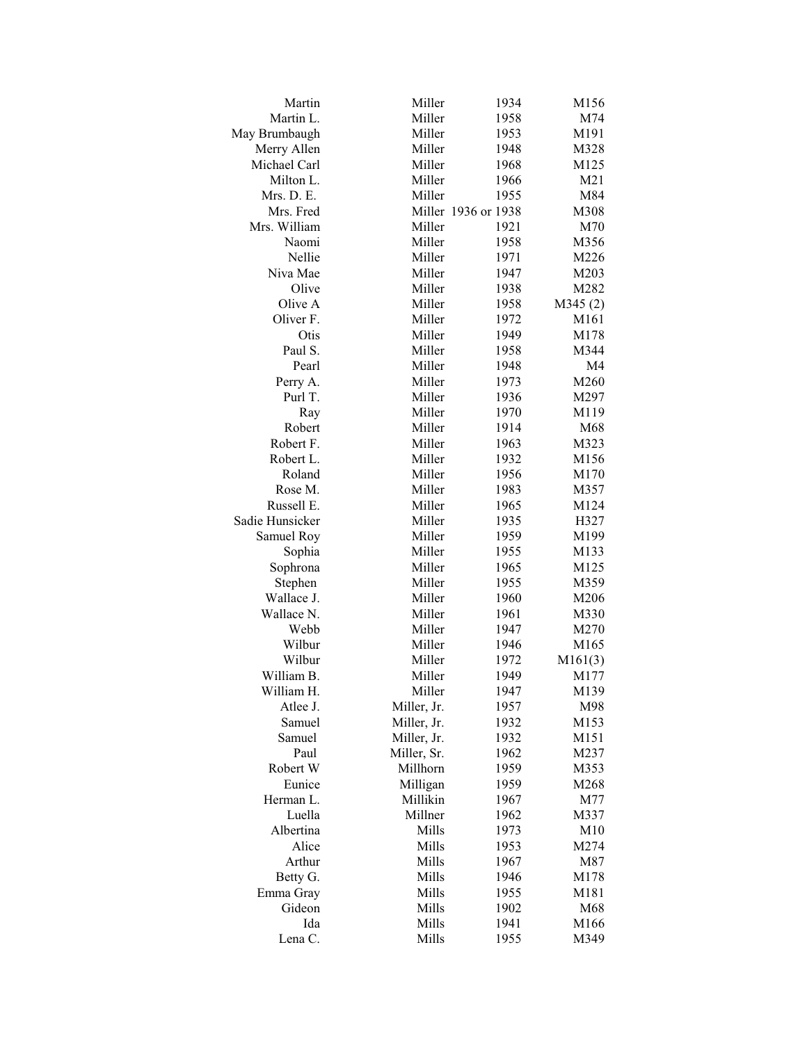| | | | |
|---|---|---|---|
| Martin | Miller | 1934 | M156 |
| Martin L. | Miller | 1958 | M74 |
| May Brumbaugh | Miller | 1953 | M191 |
| Merry Allen | Miller | 1948 | M328 |
| Michael Carl | Miller | 1968 | M125 |
| Milton L. | Miller | 1966 | M21 |
| Mrs. D. E. | Miller | 1955 | M84 |
| Mrs. Fred | Miller | 1936 or 1938 | M308 |
| Mrs. William | Miller | 1921 | M70 |
| Naomi | Miller | 1958 | M356 |
| Nellie | Miller | 1971 | M226 |
| Niva Mae | Miller | 1947 | M203 |
| Olive | Miller | 1938 | M282 |
| Olive A | Miller | 1958 | M345 (2) |
| Oliver F. | Miller | 1972 | M161 |
| Otis | Miller | 1949 | M178 |
| Paul S. | Miller | 1958 | M344 |
| Pearl | Miller | 1948 | M4 |
| Perry A. | Miller | 1973 | M260 |
| Purl T. | Miller | 1936 | M297 |
| Ray | Miller | 1970 | M119 |
| Robert | Miller | 1914 | M68 |
| Robert F. | Miller | 1963 | M323 |
| Robert L. | Miller | 1932 | M156 |
| Roland | Miller | 1956 | M170 |
| Rose M. | Miller | 1983 | M357 |
| Russell E. | Miller | 1965 | M124 |
| Sadie Hunsicker | Miller | 1935 | H327 |
| Samuel Roy | Miller | 1959 | M199 |
| Sophia | Miller | 1955 | M133 |
| Sophrona | Miller | 1965 | M125 |
| Stephen | Miller | 1955 | M359 |
| Wallace J. | Miller | 1960 | M206 |
| Wallace N. | Miller | 1961 | M330 |
| Webb | Miller | 1947 | M270 |
| Wilbur | Miller | 1946 | M165 |
| Wilbur | Miller | 1972 | M161(3) |
| William B. | Miller | 1949 | M177 |
| William H. | Miller | 1947 | M139 |
| Atlee J. | Miller, Jr. | 1957 | M98 |
| Samuel | Miller, Jr. | 1932 | M153 |
| Samuel | Miller, Jr. | 1932 | M151 |
| Paul | Miller, Sr. | 1962 | M237 |
| Robert W | Millhorn | 1959 | M353 |
| Eunice | Milligan | 1959 | M268 |
| Herman L. | Millikin | 1967 | M77 |
| Luella | Millner | 1962 | M337 |
| Albertina | Mills | 1973 | M10 |
| Alice | Mills | 1953 | M274 |
| Arthur | Mills | 1967 | M87 |
| Betty G. | Mills | 1946 | M178 |
| Emma Gray | Mills | 1955 | M181 |
| Gideon | Mills | 1902 | M68 |
| Ida | Mills | 1941 | M166 |
| Lena C. | Mills | 1955 | M349 |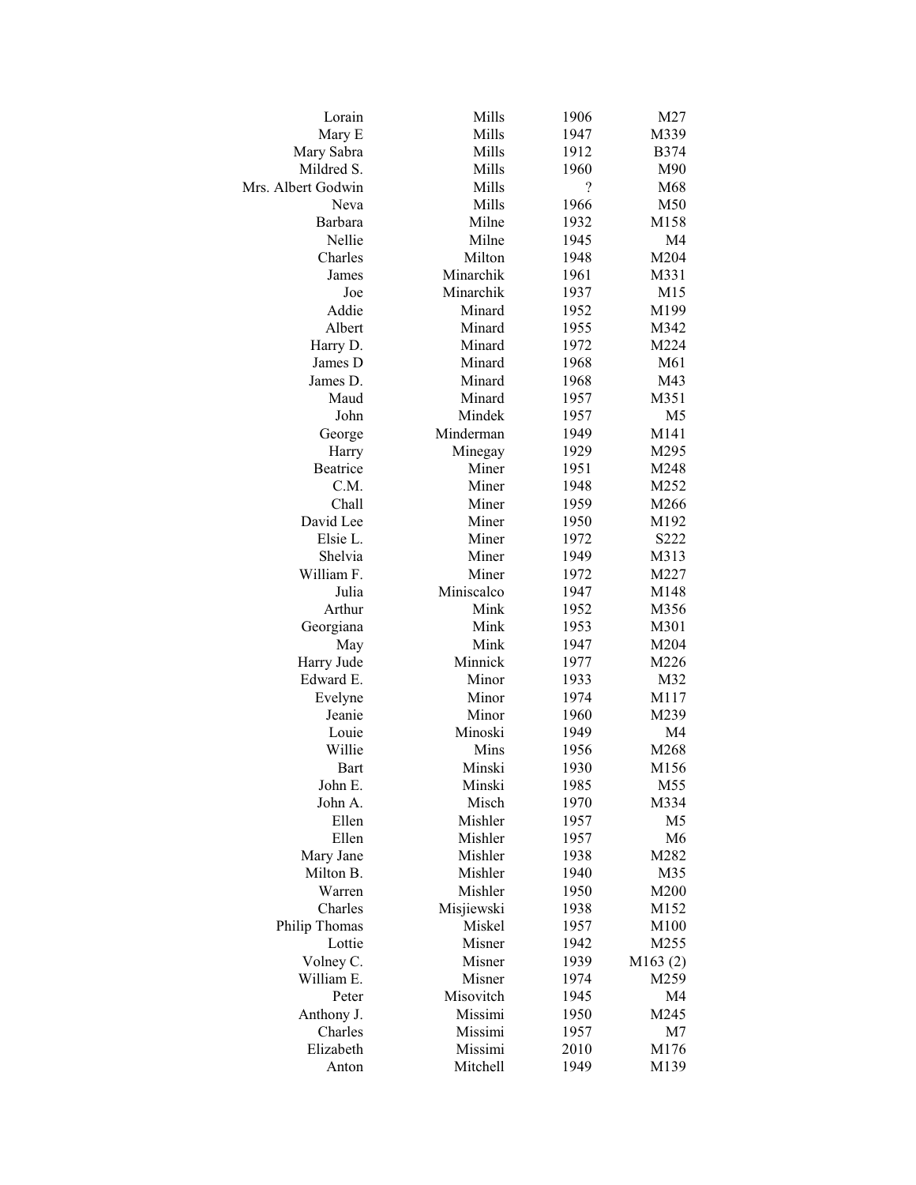| | | | |
|---|---|---|---|
| Lorain | Mills | 1906 | M27 |
| Mary E | Mills | 1947 | M339 |
| Mary Sabra | Mills | 1912 | B374 |
| Mildred S. | Mills | 1960 | M90 |
| Mrs. Albert Godwin | Mills | ? | M68 |
| Neva | Mills | 1966 | M50 |
| Barbara | Milne | 1932 | M158 |
| Nellie | Milne | 1945 | M4 |
| Charles | Milton | 1948 | M204 |
| James | Minarchik | 1961 | M331 |
| Joe | Minarchik | 1937 | M15 |
| Addie | Minard | 1952 | M199 |
| Albert | Minard | 1955 | M342 |
| Harry D. | Minard | 1972 | M224 |
| James D | Minard | 1968 | M61 |
| James D. | Minard | 1968 | M43 |
| Maud | Minard | 1957 | M351 |
| John | Mindek | 1957 | M5 |
| George | Minderman | 1949 | M141 |
| Harry | Minegay | 1929 | M295 |
| Beatrice | Miner | 1951 | M248 |
| C.M. | Miner | 1948 | M252 |
| Chall | Miner | 1959 | M266 |
| David Lee | Miner | 1950 | M192 |
| Elsie L. | Miner | 1972 | S222 |
| Shelvia | Miner | 1949 | M313 |
| William F. | Miner | 1972 | M227 |
| Julia | Miniscalco | 1947 | M148 |
| Arthur | Mink | 1952 | M356 |
| Georgiana | Mink | 1953 | M301 |
| May | Mink | 1947 | M204 |
| Harry Jude | Minnick | 1977 | M226 |
| Edward E. | Minor | 1933 | M32 |
| Evelyne | Minor | 1974 | M117 |
| Jeanie | Minor | 1960 | M239 |
| Louie | Minoski | 1949 | M4 |
| Willie | Mins | 1956 | M268 |
| Bart | Minski | 1930 | M156 |
| John E. | Minski | 1985 | M55 |
| John A. | Misch | 1970 | M334 |
| Ellen | Mishler | 1957 | M5 |
| Ellen | Mishler | 1957 | M6 |
| Mary Jane | Mishler | 1938 | M282 |
| Milton B. | Mishler | 1940 | M35 |
| Warren | Mishler | 1950 | M200 |
| Charles | Misjiewski | 1938 | M152 |
| Philip Thomas | Miskel | 1957 | M100 |
| Lottie | Misner | 1942 | M255 |
| Volney C. | Misner | 1939 | M163 (2) |
| William E. | Misner | 1974 | M259 |
| Peter | Misovitch | 1945 | M4 |
| Anthony J. | Missimi | 1950 | M245 |
| Charles | Missimi | 1957 | M7 |
| Elizabeth | Missimi | 2010 | M176 |
| Anton | Mitchell | 1949 | M139 |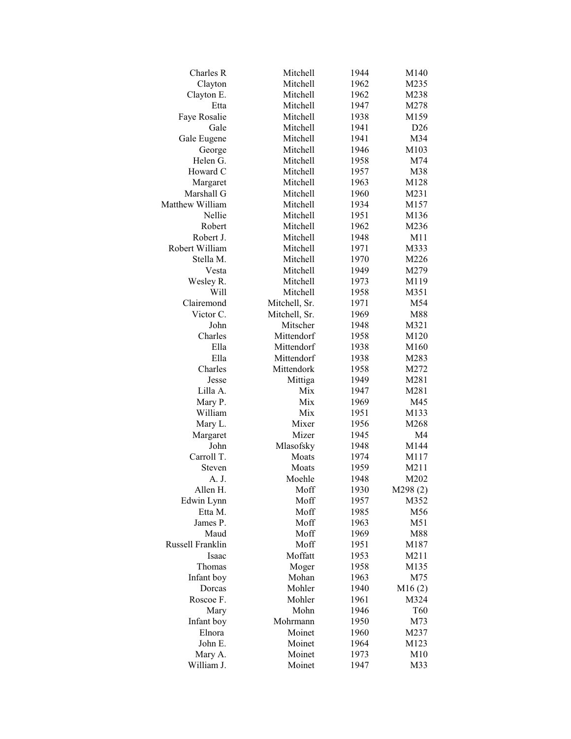| | | | |
|---|---|---|---|
| Charles R | Mitchell | 1944 | M140 |
| Clayton | Mitchell | 1962 | M235 |
| Clayton E. | Mitchell | 1962 | M238 |
| Etta | Mitchell | 1947 | M278 |
| Faye Rosalie | Mitchell | 1938 | M159 |
| Gale | Mitchell | 1941 | D26 |
| Gale Eugene | Mitchell | 1941 | M34 |
| George | Mitchell | 1946 | M103 |
| Helen G. | Mitchell | 1958 | M74 |
| Howard C | Mitchell | 1957 | M38 |
| Margaret | Mitchell | 1963 | M128 |
| Marshall G | Mitchell | 1960 | M231 |
| Matthew William | Mitchell | 1934 | M157 |
| Nellie | Mitchell | 1951 | M136 |
| Robert | Mitchell | 1962 | M236 |
| Robert J. | Mitchell | 1948 | M11 |
| Robert William | Mitchell | 1971 | M333 |
| Stella M. | Mitchell | 1970 | M226 |
| Vesta | Mitchell | 1949 | M279 |
| Wesley R. | Mitchell | 1973 | M119 |
| Will | Mitchell | 1958 | M351 |
| Clairemond | Mitchell, Sr. | 1971 | M54 |
| Victor C. | Mitchell, Sr. | 1969 | M88 |
| John | Mitscher | 1948 | M321 |
| Charles | Mittendorf | 1958 | M120 |
| Ella | Mittendorf | 1938 | M160 |
| Ella | Mittendorf | 1938 | M283 |
| Charles | Mittendork | 1958 | M272 |
| Jesse | Mittiga | 1949 | M281 |
| Lilla A. | Mix | 1947 | M281 |
| Mary P. | Mix | 1969 | M45 |
| William | Mix | 1951 | M133 |
| Mary L. | Mixer | 1956 | M268 |
| Margaret | Mizer | 1945 | M4 |
| John | Mlasofsky | 1948 | M144 |
| Carroll T. | Moats | 1974 | M117 |
| Steven | Moats | 1959 | M211 |
| A. J. | Moehle | 1948 | M202 |
| Allen H. | Moff | 1930 | M298 (2) |
| Edwin Lynn | Moff | 1957 | M352 |
| Etta M. | Moff | 1985 | M56 |
| James P. | Moff | 1963 | M51 |
| Maud | Moff | 1969 | M88 |
| Russell Franklin | Moff | 1951 | M187 |
| Isaac | Moffatt | 1953 | M211 |
| Thomas | Moger | 1958 | M135 |
| Infant boy | Mohan | 1963 | M75 |
| Dorcas | Mohler | 1940 | M16 (2) |
| Roscoe F. | Mohler | 1961 | M324 |
| Mary | Mohn | 1946 | T60 |
| Infant boy | Mohrmann | 1950 | M73 |
| Elnora | Moinet | 1960 | M237 |
| John E. | Moinet | 1964 | M123 |
| Mary A. | Moinet | 1973 | M10 |
| William J. | Moinet | 1947 | M33 |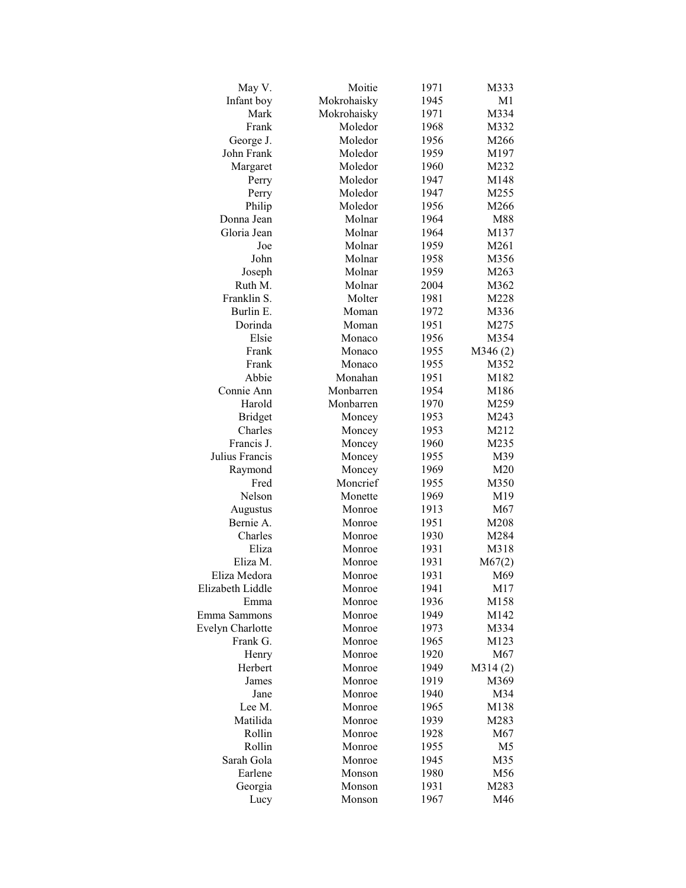| | | | |
|---|---|---|---|
| May V. | Moitie | 1971 | M333 |
| Infant boy | Mokrohaisky | 1945 | M1 |
| Mark | Mokrohaisky | 1971 | M334 |
| Frank | Moledor | 1968 | M332 |
| George J. | Moledor | 1956 | M266 |
| John Frank | Moledor | 1959 | M197 |
| Margaret | Moledor | 1960 | M232 |
| Perry | Moledor | 1947 | M148 |
| Perry | Moledor | 1947 | M255 |
| Philip | Moledor | 1956 | M266 |
| Donna Jean | Molnar | 1964 | M88 |
| Gloria Jean | Molnar | 1964 | M137 |
| Joe | Molnar | 1959 | M261 |
| John | Molnar | 1958 | M356 |
| Joseph | Molnar | 1959 | M263 |
| Ruth M. | Molnar | 2004 | M362 |
| Franklin S. | Molter | 1981 | M228 |
| Burlin E. | Moman | 1972 | M336 |
| Dorinda | Moman | 1951 | M275 |
| Elsie | Monaco | 1956 | M354 |
| Frank | Monaco | 1955 | M346 (2) |
| Frank | Monaco | 1955 | M352 |
| Abbie | Monahan | 1951 | M182 |
| Connie Ann | Monbarren | 1954 | M186 |
| Harold | Monbarren | 1970 | M259 |
| Bridget | Moncey | 1953 | M243 |
| Charles | Moncey | 1953 | M212 |
| Francis J. | Moncey | 1960 | M235 |
| Julius Francis | Moncey | 1955 | M39 |
| Raymond | Moncey | 1969 | M20 |
| Fred | Moncrief | 1955 | M350 |
| Nelson | Monette | 1969 | M19 |
| Augustus | Monroe | 1913 | M67 |
| Bernie A. | Monroe | 1951 | M208 |
| Charles | Monroe | 1930 | M284 |
| Eliza | Monroe | 1931 | M318 |
| Eliza M. | Monroe | 1931 | M67(2) |
| Eliza Medora | Monroe | 1931 | M69 |
| Elizabeth Liddle | Monroe | 1941 | M17 |
| Emma | Monroe | 1936 | M158 |
| Emma Sammons | Monroe | 1949 | M142 |
| Evelyn Charlotte | Monroe | 1973 | M334 |
| Frank G. | Monroe | 1965 | M123 |
| Henry | Monroe | 1920 | M67 |
| Herbert | Monroe | 1949 | M314 (2) |
| James | Monroe | 1919 | M369 |
| Jane | Monroe | 1940 | M34 |
| Lee M. | Monroe | 1965 | M138 |
| Matilida | Monroe | 1939 | M283 |
| Rollin | Monroe | 1928 | M67 |
| Rollin | Monroe | 1955 | M5 |
| Sarah Gola | Monroe | 1945 | M35 |
| Earlene | Monson | 1980 | M56 |
| Georgia | Monson | 1931 | M283 |
| Lucy | Monson | 1967 | M46 |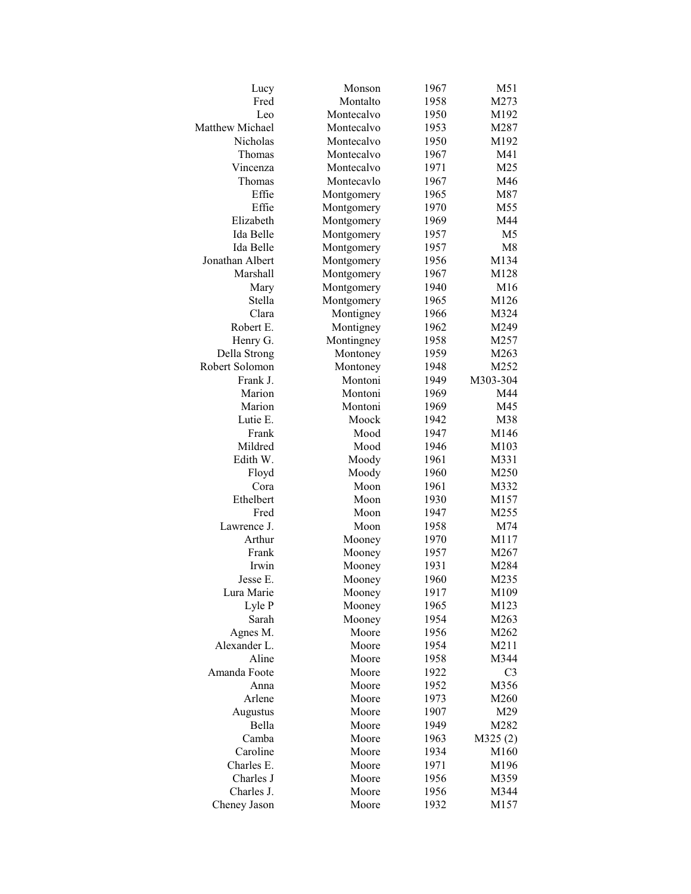| | | | |
|---|---|---|---|
| Lucy | Monson | 1967 | M51 |
| Fred | Montalto | 1958 | M273 |
| Leo | Montecalvo | 1950 | M192 |
| Matthew Michael | Montecalvo | 1953 | M287 |
| Nicholas | Montecalvo | 1950 | M192 |
| Thomas | Montecalvo | 1967 | M41 |
| Vincenza | Montecalvo | 1971 | M25 |
| Thomas | Montecavlo | 1967 | M46 |
| Effie | Montgomery | 1965 | M87 |
| Effie | Montgomery | 1970 | M55 |
| Elizabeth | Montgomery | 1969 | M44 |
| Ida Belle | Montgomery | 1957 | M5 |
| Ida Belle | Montgomery | 1957 | M8 |
| Jonathan Albert | Montgomery | 1956 | M134 |
| Marshall | Montgomery | 1967 | M128 |
| Mary | Montgomery | 1940 | M16 |
| Stella | Montgomery | 1965 | M126 |
| Clara | Montigney | 1966 | M324 |
| Robert E. | Montigney | 1962 | M249 |
| Henry G. | Montingney | 1958 | M257 |
| Della Strong | Montoney | 1959 | M263 |
| Robert Solomon | Montoney | 1948 | M252 |
| Frank J. | Montoni | 1949 | M303-304 |
| Marion | Montoni | 1969 | M44 |
| Marion | Montoni | 1969 | M45 |
| Lutie E. | Moock | 1942 | M38 |
| Frank | Mood | 1947 | M146 |
| Mildred | Mood | 1946 | M103 |
| Edith W. | Moody | 1961 | M331 |
| Floyd | Moody | 1960 | M250 |
| Cora | Moon | 1961 | M332 |
| Ethelbert | Moon | 1930 | M157 |
| Fred | Moon | 1947 | M255 |
| Lawrence J. | Moon | 1958 | M74 |
| Arthur | Mooney | 1970 | M117 |
| Frank | Mooney | 1957 | M267 |
| Irwin | Mooney | 1931 | M284 |
| Jesse E. | Mooney | 1960 | M235 |
| Lura Marie | Mooney | 1917 | M109 |
| Lyle P | Mooney | 1965 | M123 |
| Sarah | Mooney | 1954 | M263 |
| Agnes M. | Moore | 1956 | M262 |
| Alexander L. | Moore | 1954 | M211 |
| Aline | Moore | 1958 | M344 |
| Amanda Foote | Moore | 1922 | C3 |
| Anna | Moore | 1952 | M356 |
| Arlene | Moore | 1973 | M260 |
| Augustus | Moore | 1907 | M29 |
| Bella | Moore | 1949 | M282 |
| Camba | Moore | 1963 | M325 (2) |
| Caroline | Moore | 1934 | M160 |
| Charles E. | Moore | 1971 | M196 |
| Charles J | Moore | 1956 | M359 |
| Charles J. | Moore | 1956 | M344 |
| Cheney Jason | Moore | 1932 | M157 |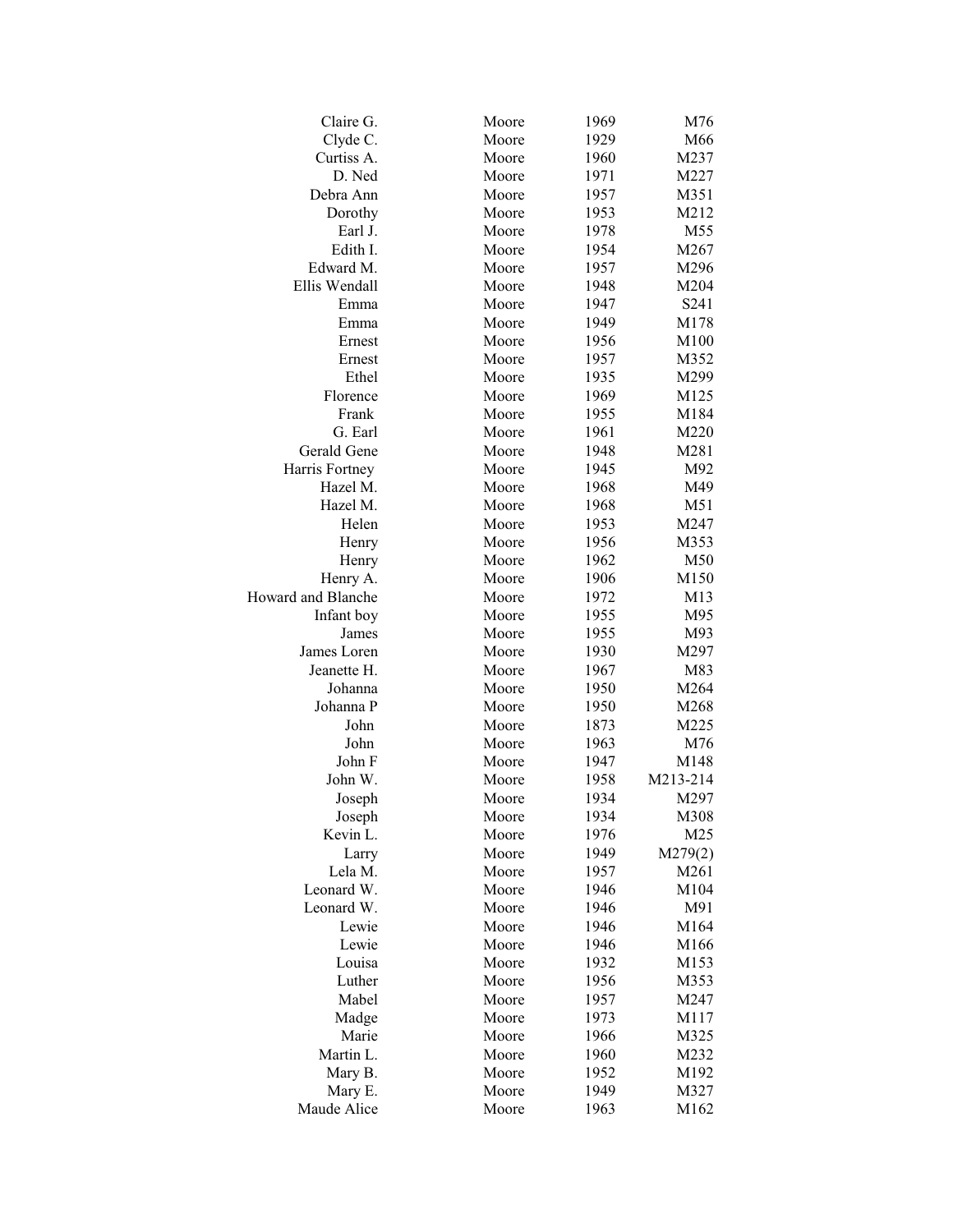| | | | |
|---|---|---|---|
| Claire G. | Moore | 1969 | M76 |
| Clyde C. | Moore | 1929 | M66 |
| Curtiss A. | Moore | 1960 | M237 |
| D. Ned | Moore | 1971 | M227 |
| Debra Ann | Moore | 1957 | M351 |
| Dorothy | Moore | 1953 | M212 |
| Earl J. | Moore | 1978 | M55 |
| Edith I. | Moore | 1954 | M267 |
| Edward M. | Moore | 1957 | M296 |
| Ellis Wendall | Moore | 1948 | M204 |
| Emma | Moore | 1947 | S241 |
| Emma | Moore | 1949 | M178 |
| Ernest | Moore | 1956 | M100 |
| Ernest | Moore | 1957 | M352 |
| Ethel | Moore | 1935 | M299 |
| Florence | Moore | 1969 | M125 |
| Frank | Moore | 1955 | M184 |
| G. Earl | Moore | 1961 | M220 |
| Gerald Gene | Moore | 1948 | M281 |
| Harris Fortney | Moore | 1945 | M92 |
| Hazel M. | Moore | 1968 | M49 |
| Hazel M. | Moore | 1968 | M51 |
| Helen | Moore | 1953 | M247 |
| Henry | Moore | 1956 | M353 |
| Henry | Moore | 1962 | M50 |
| Henry A. | Moore | 1906 | M150 |
| Howard and Blanche | Moore | 1972 | M13 |
| Infant boy | Moore | 1955 | M95 |
| James | Moore | 1955 | M93 |
| James Loren | Moore | 1930 | M297 |
| Jeanette H. | Moore | 1967 | M83 |
| Johanna | Moore | 1950 | M264 |
| Johanna P | Moore | 1950 | M268 |
| John | Moore | 1873 | M225 |
| John | Moore | 1963 | M76 |
| John F | Moore | 1947 | M148 |
| John W. | Moore | 1958 | M213-214 |
| Joseph | Moore | 1934 | M297 |
| Joseph | Moore | 1934 | M308 |
| Kevin L. | Moore | 1976 | M25 |
| Larry | Moore | 1949 | M279(2) |
| Lela M. | Moore | 1957 | M261 |
| Leonard W. | Moore | 1946 | M104 |
| Leonard W. | Moore | 1946 | M91 |
| Lewie | Moore | 1946 | M164 |
| Lewie | Moore | 1946 | M166 |
| Louisa | Moore | 1932 | M153 |
| Luther | Moore | 1956 | M353 |
| Mabel | Moore | 1957 | M247 |
| Madge | Moore | 1973 | M117 |
| Marie | Moore | 1966 | M325 |
| Martin L. | Moore | 1960 | M232 |
| Mary B. | Moore | 1952 | M192 |
| Mary E. | Moore | 1949 | M327 |
| Maude Alice | Moore | 1963 | M162 |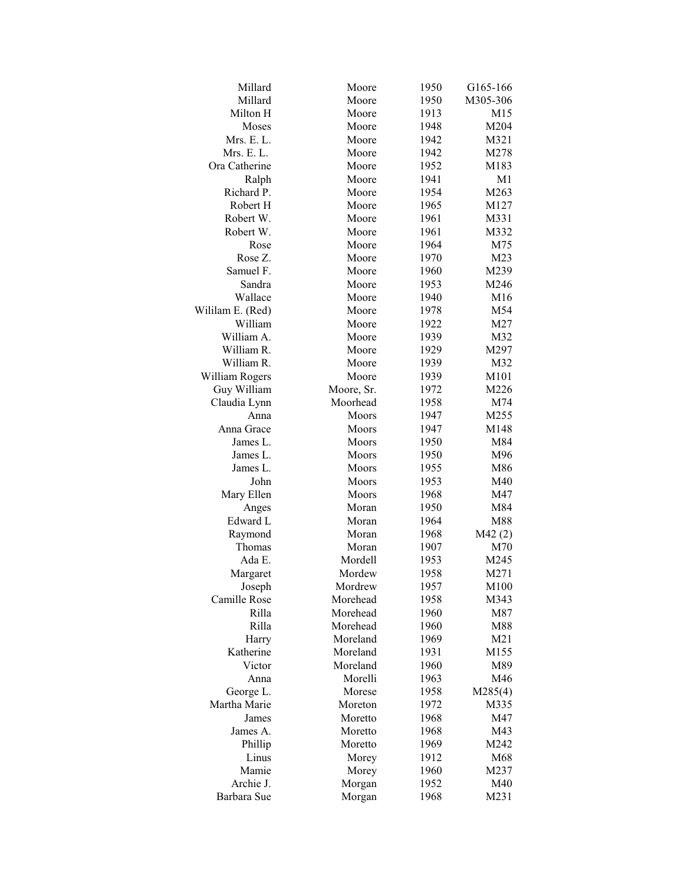| | | | |
|---|---|---|---|
| Millard | Moore | 1950 | G165-166 |
| Millard | Moore | 1950 | M305-306 |
| Milton H | Moore | 1913 | M15 |
| Moses | Moore | 1948 | M204 |
| Mrs. E. L. | Moore | 1942 | M321 |
| Mrs. E. L. | Moore | 1942 | M278 |
| Ora Catherine | Moore | 1952 | M183 |
| Ralph | Moore | 1941 | M1 |
| Richard P. | Moore | 1954 | M263 |
| Robert H | Moore | 1965 | M127 |
| Robert W. | Moore | 1961 | M331 |
| Robert W. | Moore | 1961 | M332 |
| Rose | Moore | 1964 | M75 |
| Rose Z. | Moore | 1970 | M23 |
| Samuel F. | Moore | 1960 | M239 |
| Sandra | Moore | 1953 | M246 |
| Wallace | Moore | 1940 | M16 |
| Wililam E. (Red) | Moore | 1978 | M54 |
| William | Moore | 1922 | M27 |
| William A. | Moore | 1939 | M32 |
| William R. | Moore | 1929 | M297 |
| William R. | Moore | 1939 | M32 |
| William Rogers | Moore | 1939 | M101 |
| Guy William | Moore, Sr. | 1972 | M226 |
| Claudia Lynn | Moorhead | 1958 | M74 |
| Anna | Moors | 1947 | M255 |
| Anna Grace | Moors | 1947 | M148 |
| James L. | Moors | 1950 | M84 |
| James L. | Moors | 1950 | M96 |
| James L. | Moors | 1955 | M86 |
| John | Moors | 1953 | M40 |
| Mary Ellen | Moors | 1968 | M47 |
| Anges | Moran | 1950 | M84 |
| Edward L | Moran | 1964 | M88 |
| Raymond | Moran | 1968 | M42 (2) |
| Thomas | Moran | 1907 | M70 |
| Ada E. | Mordell | 1953 | M245 |
| Margaret | Mordew | 1958 | M271 |
| Joseph | Mordrew | 1957 | M100 |
| Camille Rose | Morehead | 1958 | M343 |
| Rilla | Morehead | 1960 | M87 |
| Rilla | Morehead | 1960 | M88 |
| Harry | Moreland | 1969 | M21 |
| Katherine | Moreland | 1931 | M155 |
| Victor | Moreland | 1960 | M89 |
| Anna | Morelli | 1963 | M46 |
| George L. | Morese | 1958 | M285(4) |
| Martha Marie | Moreton | 1972 | M335 |
| James | Moretto | 1968 | M47 |
| James A. | Moretto | 1968 | M43 |
| Phillip | Moretto | 1969 | M242 |
| Linus | Morey | 1912 | M68 |
| Mamie | Morey | 1960 | M237 |
| Archie J. | Morgan | 1952 | M40 |
| Barbara Sue | Morgan | 1968 | M231 |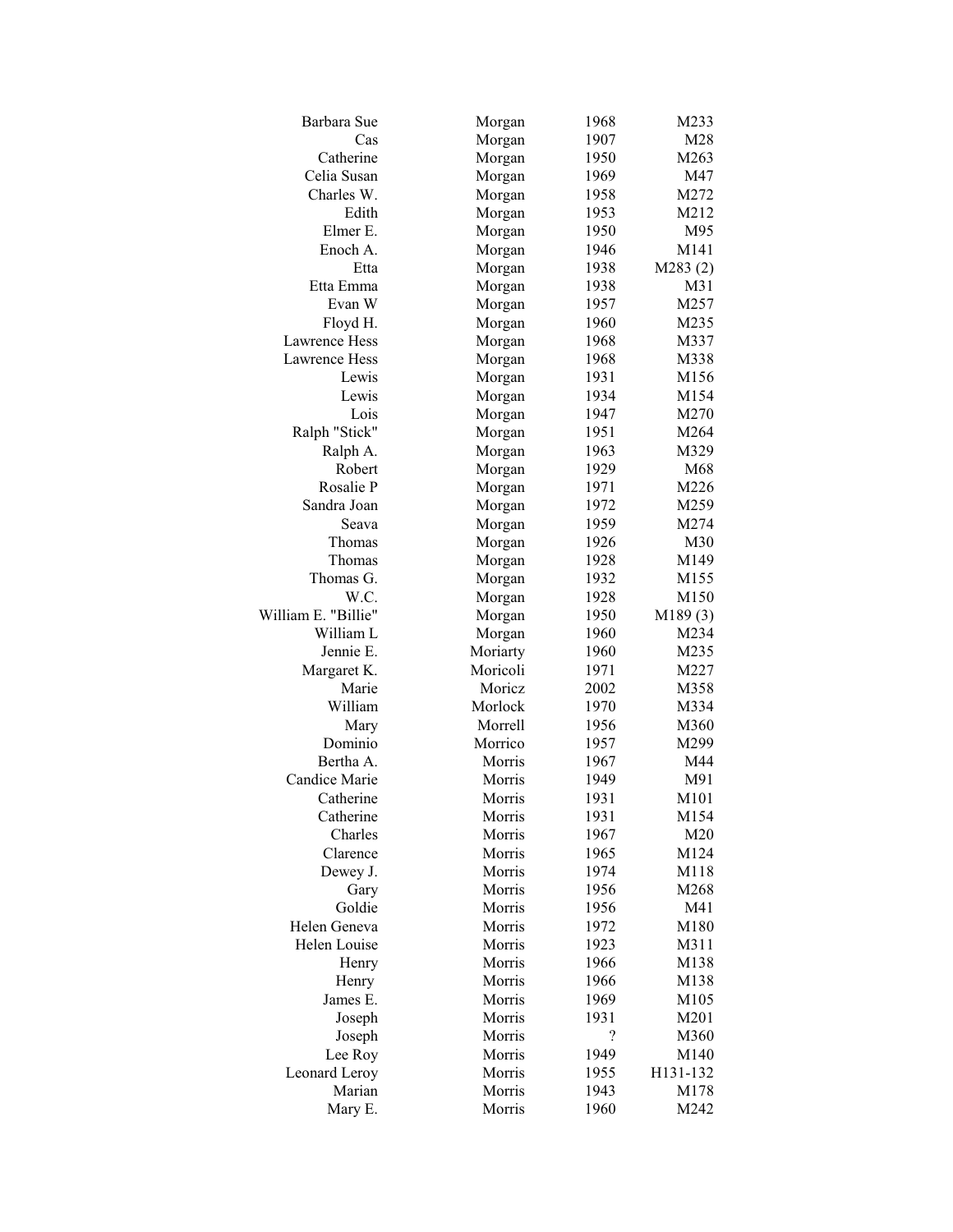| | | | |
|---|---|---|---|
| Barbara Sue | Morgan | 1968 | M233 |
| Cas | Morgan | 1907 | M28 |
| Catherine | Morgan | 1950 | M263 |
| Celia Susan | Morgan | 1969 | M47 |
| Charles W. | Morgan | 1958 | M272 |
| Edith | Morgan | 1953 | M212 |
| Elmer E. | Morgan | 1950 | M95 |
| Enoch A. | Morgan | 1946 | M141 |
| Etta | Morgan | 1938 | M283 (2) |
| Etta Emma | Morgan | 1938 | M31 |
| Evan W | Morgan | 1957 | M257 |
| Floyd H. | Morgan | 1960 | M235 |
| Lawrence Hess | Morgan | 1968 | M337 |
| Lawrence Hess | Morgan | 1968 | M338 |
| Lewis | Morgan | 1931 | M156 |
| Lewis | Morgan | 1934 | M154 |
| Lois | Morgan | 1947 | M270 |
| Ralph "Stick" | Morgan | 1951 | M264 |
| Ralph A. | Morgan | 1963 | M329 |
| Robert | Morgan | 1929 | M68 |
| Rosalie P | Morgan | 1971 | M226 |
| Sandra Joan | Morgan | 1972 | M259 |
| Seava | Morgan | 1959 | M274 |
| Thomas | Morgan | 1926 | M30 |
| Thomas | Morgan | 1928 | M149 |
| Thomas G. | Morgan | 1932 | M155 |
| W.C. | Morgan | 1928 | M150 |
| William E. "Billie" | Morgan | 1950 | M189 (3) |
| William L | Morgan | 1960 | M234 |
| Jennie E. | Moriarty | 1960 | M235 |
| Margaret K. | Moricoli | 1971 | M227 |
| Marie | Moricz | 2002 | M358 |
| William | Morlock | 1970 | M334 |
| Mary | Morrell | 1956 | M360 |
| Dominio | Morrico | 1957 | M299 |
| Bertha A. | Morris | 1967 | M44 |
| Candice Marie | Morris | 1949 | M91 |
| Catherine | Morris | 1931 | M101 |
| Catherine | Morris | 1931 | M154 |
| Charles | Morris | 1967 | M20 |
| Clarence | Morris | 1965 | M124 |
| Dewey J. | Morris | 1974 | M118 |
| Gary | Morris | 1956 | M268 |
| Goldie | Morris | 1956 | M41 |
| Helen Geneva | Morris | 1972 | M180 |
| Helen Louise | Morris | 1923 | M311 |
| Henry | Morris | 1966 | M138 |
| Henry | Morris | 1966 | M138 |
| James E. | Morris | 1969 | M105 |
| Joseph | Morris | 1931 | M201 |
| Joseph | Morris | ? | M360 |
| Lee Roy | Morris | 1949 | M140 |
| Leonard Leroy | Morris | 1955 | H131-132 |
| Marian | Morris | 1943 | M178 |
| Mary E. | Morris | 1960 | M242 |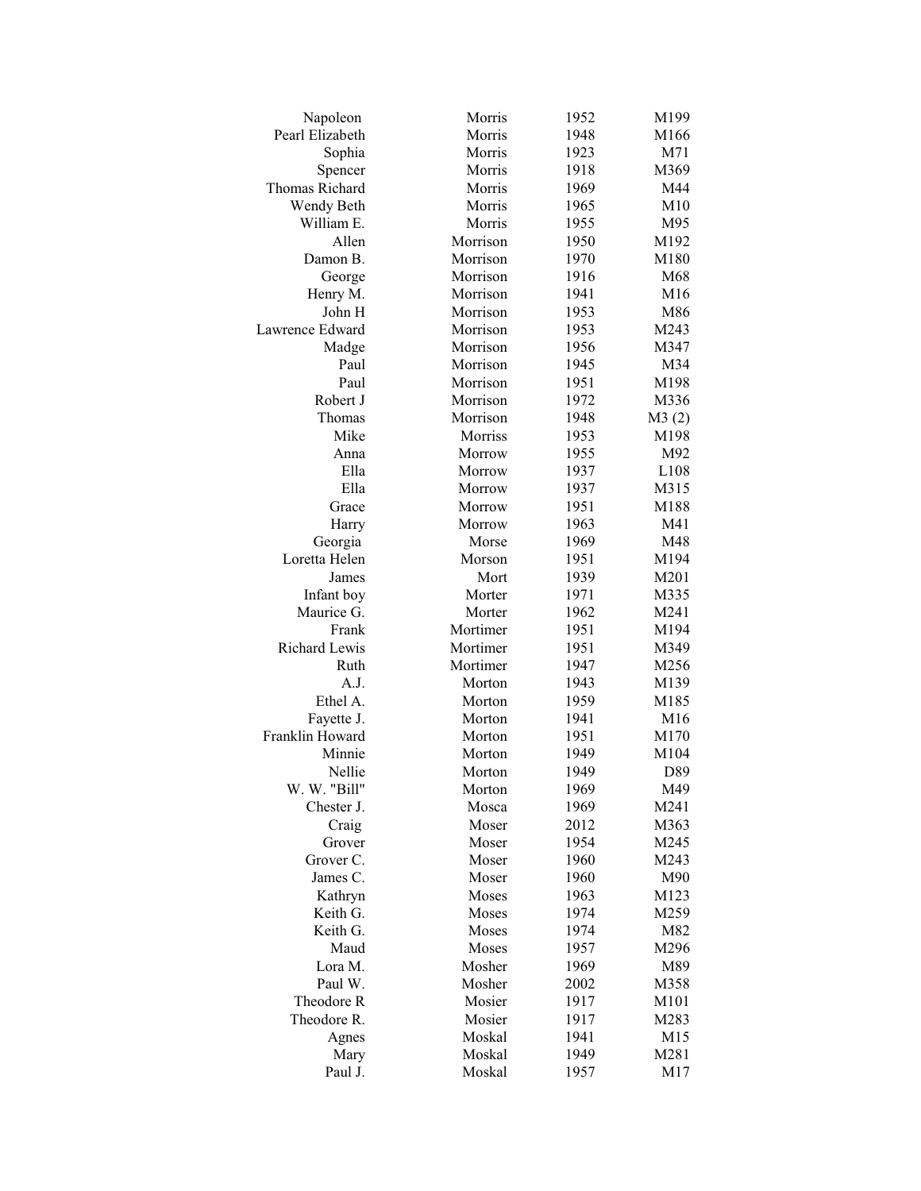| | | | |
|---|---|---|---|
| Napoleon | Morris | 1952 | M199 |
| Pearl Elizabeth | Morris | 1948 | M166 |
| Sophia | Morris | 1923 | M71 |
| Spencer | Morris | 1918 | M369 |
| Thomas Richard | Morris | 1969 | M44 |
| Wendy Beth | Morris | 1965 | M10 |
| William E. | Morris | 1955 | M95 |
| Allen | Morrison | 1950 | M192 |
| Damon B. | Morrison | 1970 | M180 |
| George | Morrison | 1916 | M68 |
| Henry M. | Morrison | 1941 | M16 |
| John H | Morrison | 1953 | M86 |
| Lawrence Edward | Morrison | 1953 | M243 |
| Madge | Morrison | 1956 | M347 |
| Paul | Morrison | 1945 | M34 |
| Paul | Morrison | 1951 | M198 |
| Robert J | Morrison | 1972 | M336 |
| Thomas | Morrison | 1948 | M3 (2) |
| Mike | Morriss | 1953 | M198 |
| Anna | Morrow | 1955 | M92 |
| Ella | Morrow | 1937 | L108 |
| Ella | Morrow | 1937 | M315 |
| Grace | Morrow | 1951 | M188 |
| Harry | Morrow | 1963 | M41 |
| Georgia | Morse | 1969 | M48 |
| Loretta Helen | Morson | 1951 | M194 |
| James | Mort | 1939 | M201 |
| Infant boy | Morter | 1971 | M335 |
| Maurice G. | Morter | 1962 | M241 |
| Frank | Mortimer | 1951 | M194 |
| Richard Lewis | Mortimer | 1951 | M349 |
| Ruth | Mortimer | 1947 | M256 |
| A.J. | Morton | 1943 | M139 |
| Ethel A. | Morton | 1959 | M185 |
| Fayette J. | Morton | 1941 | M16 |
| Franklin Howard | Morton | 1951 | M170 |
| Minnie | Morton | 1949 | M104 |
| Nellie | Morton | 1949 | D89 |
| W. W. "Bill" | Morton | 1969 | M49 |
| Chester J. | Mosca | 1969 | M241 |
| Craig | Moser | 2012 | M363 |
| Grover | Moser | 1954 | M245 |
| Grover C. | Moser | 1960 | M243 |
| James C. | Moser | 1960 | M90 |
| Kathryn | Moses | 1963 | M123 |
| Keith G. | Moses | 1974 | M259 |
| Keith G. | Moses | 1974 | M82 |
| Maud | Moses | 1957 | M296 |
| Lora M. | Mosher | 1969 | M89 |
| Paul W. | Mosher | 2002 | M358 |
| Theodore R | Mosier | 1917 | M101 |
| Theodore R. | Mosier | 1917 | M283 |
| Agnes | Moskal | 1941 | M15 |
| Mary | Moskal | 1949 | M281 |
| Paul J. | Moskal | 1957 | M17 |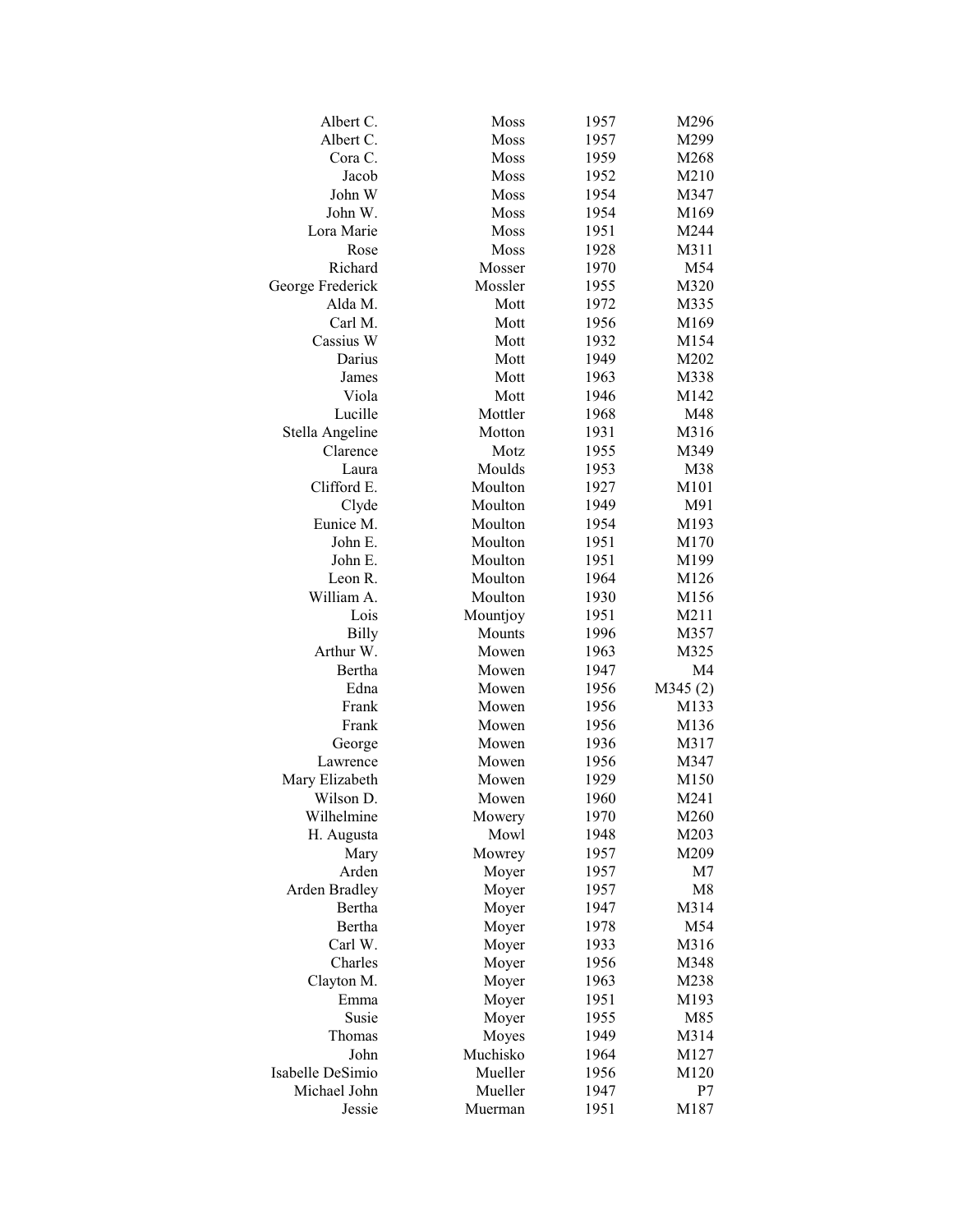| | | | |
|---|---|---|---|
| Albert C. | Moss | 1957 | M296 |
| Albert C. | Moss | 1957 | M299 |
| Cora C. | Moss | 1959 | M268 |
| Jacob | Moss | 1952 | M210 |
| John W | Moss | 1954 | M347 |
| John W. | Moss | 1954 | M169 |
| Lora Marie | Moss | 1951 | M244 |
| Rose | Moss | 1928 | M311 |
| Richard | Mosser | 1970 | M54 |
| George Frederick | Mossler | 1955 | M320 |
| Alda M. | Mott | 1972 | M335 |
| Carl M. | Mott | 1956 | M169 |
| Cassius W | Mott | 1932 | M154 |
| Darius | Mott | 1949 | M202 |
| James | Mott | 1963 | M338 |
| Viola | Mott | 1946 | M142 |
| Lucille | Mottler | 1968 | M48 |
| Stella Angeline | Motton | 1931 | M316 |
| Clarence | Motz | 1955 | M349 |
| Laura | Moulds | 1953 | M38 |
| Clifford E. | Moulton | 1927 | M101 |
| Clyde | Moulton | 1949 | M91 |
| Eunice M. | Moulton | 1954 | M193 |
| John E. | Moulton | 1951 | M170 |
| John E. | Moulton | 1951 | M199 |
| Leon R. | Moulton | 1964 | M126 |
| William A. | Moulton | 1930 | M156 |
| Lois | Mountjoy | 1951 | M211 |
| Billy | Mounts | 1996 | M357 |
| Arthur W. | Mowen | 1963 | M325 |
| Bertha | Mowen | 1947 | M4 |
| Edna | Mowen | 1956 | M345 (2) |
| Frank | Mowen | 1956 | M133 |
| Frank | Mowen | 1956 | M136 |
| George | Mowen | 1936 | M317 |
| Lawrence | Mowen | 1956 | M347 |
| Mary Elizabeth | Mowen | 1929 | M150 |
| Wilson D. | Mowen | 1960 | M241 |
| Wilhelmine | Mowery | 1970 | M260 |
| H. Augusta | Mowl | 1948 | M203 |
| Mary | Mowrey | 1957 | M209 |
| Arden | Moyer | 1957 | M7 |
| Arden Bradley | Moyer | 1957 | M8 |
| Bertha | Moyer | 1947 | M314 |
| Bertha | Moyer | 1978 | M54 |
| Carl W. | Moyer | 1933 | M316 |
| Charles | Moyer | 1956 | M348 |
| Clayton M. | Moyer | 1963 | M238 |
| Emma | Moyer | 1951 | M193 |
| Susie | Moyer | 1955 | M85 |
| Thomas | Moyes | 1949 | M314 |
| John | Muchisko | 1964 | M127 |
| Isabelle DeSimio | Mueller | 1956 | M120 |
| Michael John | Mueller | 1947 | P7 |
| Jessie | Muerman | 1951 | M187 |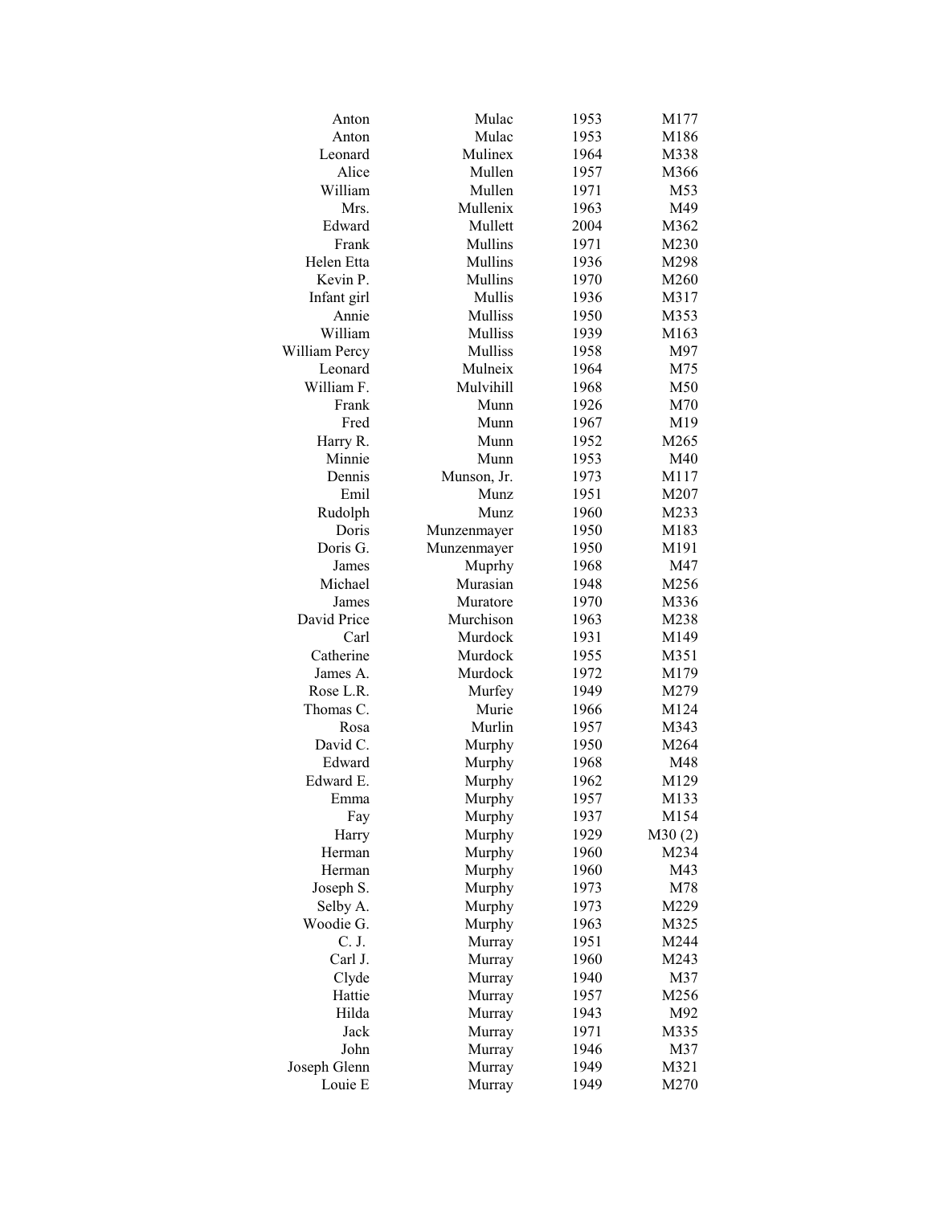| | | | |
|---|---|---|---|
| Anton | Mulac | 1953 | M177 |
| Anton | Mulac | 1953 | M186 |
| Leonard | Mulinex | 1964 | M338 |
| Alice | Mullen | 1957 | M366 |
| William | Mullen | 1971 | M53 |
| Mrs. | Mullenix | 1963 | M49 |
| Edward | Mullett | 2004 | M362 |
| Frank | Mullins | 1971 | M230 |
| Helen Etta | Mullins | 1936 | M298 |
| Kevin P. | Mullins | 1970 | M260 |
| Infant girl | Mullis | 1936 | M317 |
| Annie | Mulliss | 1950 | M353 |
| William | Mulliss | 1939 | M163 |
| William Percy | Mulliss | 1958 | M97 |
| Leonard | Mulneix | 1964 | M75 |
| William F. | Mulvihill | 1968 | M50 |
| Frank | Munn | 1926 | M70 |
| Fred | Munn | 1967 | M19 |
| Harry R. | Munn | 1952 | M265 |
| Minnie | Munn | 1953 | M40 |
| Dennis | Munson, Jr. | 1973 | M117 |
| Emil | Munz | 1951 | M207 |
| Rudolph | Munz | 1960 | M233 |
| Doris | Munzenmayer | 1950 | M183 |
| Doris G. | Munzenmayer | 1950 | M191 |
| James | Muprhy | 1968 | M47 |
| Michael | Murasian | 1948 | M256 |
| James | Muratore | 1970 | M336 |
| David Price | Murchison | 1963 | M238 |
| Carl | Murdock | 1931 | M149 |
| Catherine | Murdock | 1955 | M351 |
| James A. | Murdock | 1972 | M179 |
| Rose L.R. | Murfey | 1949 | M279 |
| Thomas C. | Murie | 1966 | M124 |
| Rosa | Murlin | 1957 | M343 |
| David C. | Murphy | 1950 | M264 |
| Edward | Murphy | 1968 | M48 |
| Edward E. | Murphy | 1962 | M129 |
| Emma | Murphy | 1957 | M133 |
| Fay | Murphy | 1937 | M154 |
| Harry | Murphy | 1929 | M30 (2) |
| Herman | Murphy | 1960 | M234 |
| Herman | Murphy | 1960 | M43 |
| Joseph S. | Murphy | 1973 | M78 |
| Selby A. | Murphy | 1973 | M229 |
| Woodie G. | Murphy | 1963 | M325 |
| C. J. | Murray | 1951 | M244 |
| Carl J. | Murray | 1960 | M243 |
| Clyde | Murray | 1940 | M37 |
| Hattie | Murray | 1957 | M256 |
| Hilda | Murray | 1943 | M92 |
| Jack | Murray | 1971 | M335 |
| John | Murray | 1946 | M37 |
| Joseph Glenn | Murray | 1949 | M321 |
| Louie E | Murray | 1949 | M270 |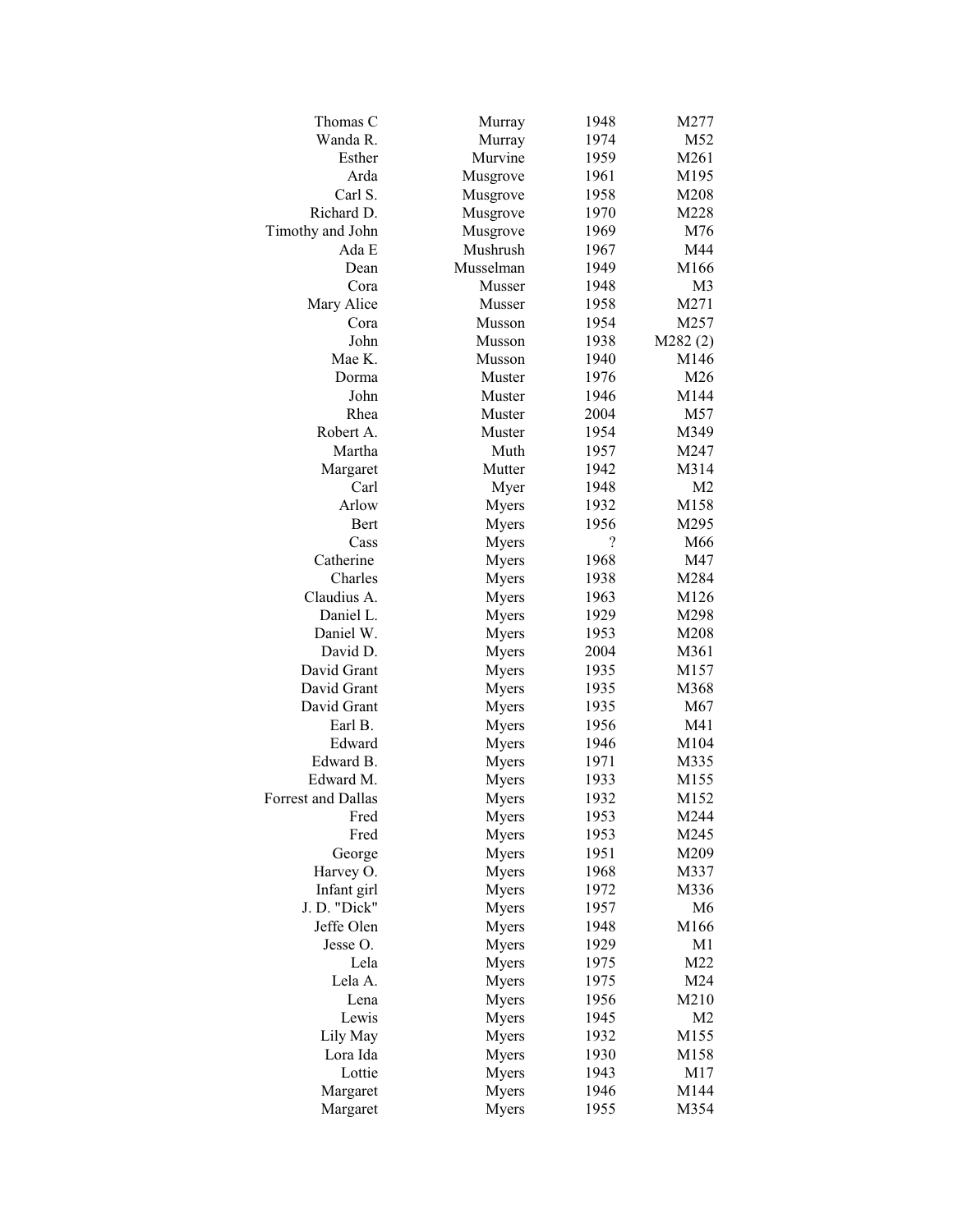| | | | |
|---|---|---|---|
| Thomas C | Murray | 1948 | M277 |
| Wanda R. | Murray | 1974 | M52 |
| Esther | Murvine | 1959 | M261 |
| Arda | Musgrove | 1961 | M195 |
| Carl S. | Musgrove | 1958 | M208 |
| Richard D. | Musgrove | 1970 | M228 |
| Timothy and John | Musgrove | 1969 | M76 |
| Ada E | Mushrush | 1967 | M44 |
| Dean | Musselman | 1949 | M166 |
| Cora | Musser | 1948 | M3 |
| Mary Alice | Musser | 1958 | M271 |
| Cora | Musson | 1954 | M257 |
| John | Musson | 1938 | M282 (2) |
| Mae K. | Musson | 1940 | M146 |
| Dorma | Muster | 1976 | M26 |
| John | Muster | 1946 | M144 |
| Rhea | Muster | 2004 | M57 |
| Robert A. | Muster | 1954 | M349 |
| Martha | Muth | 1957 | M247 |
| Margaret | Mutter | 1942 | M314 |
| Carl | Myer | 1948 | M2 |
| Arlow | Myers | 1932 | M158 |
| Bert | Myers | 1956 | M295 |
| Cass | Myers | ? | M66 |
| Catherine | Myers | 1968 | M47 |
| Charles | Myers | 1938 | M284 |
| Claudius A. | Myers | 1963 | M126 |
| Daniel L. | Myers | 1929 | M298 |
| Daniel W. | Myers | 1953 | M208 |
| David D. | Myers | 2004 | M361 |
| David Grant | Myers | 1935 | M157 |
| David Grant | Myers | 1935 | M368 |
| David Grant | Myers | 1935 | M67 |
| Earl B. | Myers | 1956 | M41 |
| Edward | Myers | 1946 | M104 |
| Edward B. | Myers | 1971 | M335 |
| Edward M. | Myers | 1933 | M155 |
| Forrest and Dallas | Myers | 1932 | M152 |
| Fred | Myers | 1953 | M244 |
| Fred | Myers | 1953 | M245 |
| George | Myers | 1951 | M209 |
| Harvey O. | Myers | 1968 | M337 |
| Infant girl | Myers | 1972 | M336 |
| J. D. "Dick" | Myers | 1957 | M6 |
| Jeffe Olen | Myers | 1948 | M166 |
| Jesse O. | Myers | 1929 | M1 |
| Lela | Myers | 1975 | M22 |
| Lela A. | Myers | 1975 | M24 |
| Lena | Myers | 1956 | M210 |
| Lewis | Myers | 1945 | M2 |
| Lily May | Myers | 1932 | M155 |
| Lora Ida | Myers | 1930 | M158 |
| Lottie | Myers | 1943 | M17 |
| Margaret | Myers | 1946 | M144 |
| Margaret | Myers | 1955 | M354 |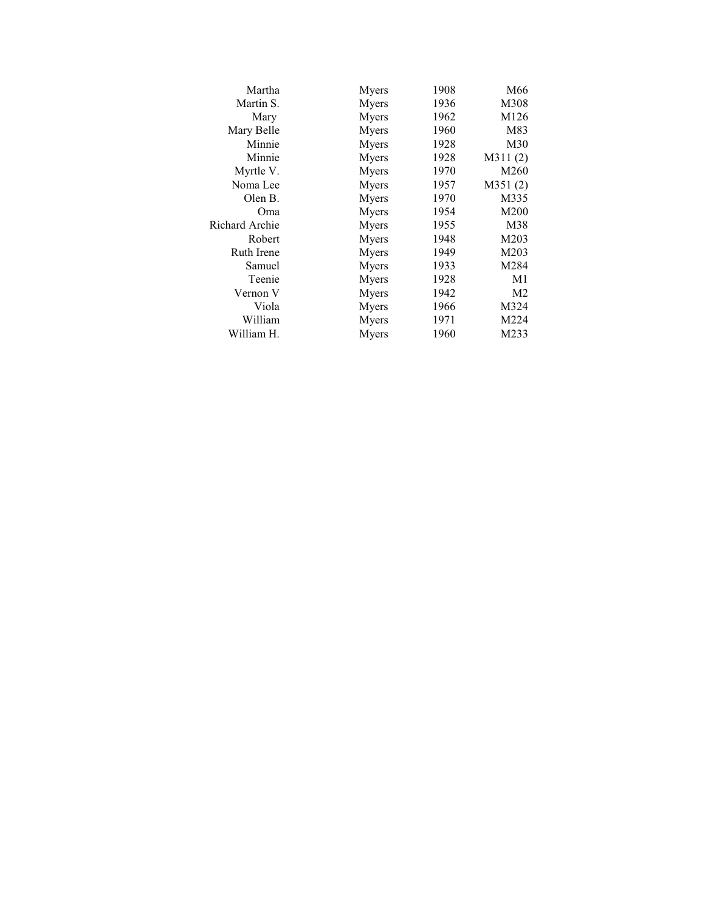| | | | |
|---|---|---|---|
| Martha | Myers | 1908 | M66 |
| Martin S. | Myers | 1936 | M308 |
| Mary | Myers | 1962 | M126 |
| Mary Belle | Myers | 1960 | M83 |
| Minnie | Myers | 1928 | M30 |
| Minnie | Myers | 1928 | M311 (2) |
| Myrtle V. | Myers | 1970 | M260 |
| Noma Lee | Myers | 1957 | M351 (2) |
| Olen B. | Myers | 1970 | M335 |
| Oma | Myers | 1954 | M200 |
| Richard Archie | Myers | 1955 | M38 |
| Robert | Myers | 1948 | M203 |
| Ruth Irene | Myers | 1949 | M203 |
| Samuel | Myers | 1933 | M284 |
| Teenie | Myers | 1928 | M1 |
| Vernon V | Myers | 1942 | M2 |
| Viola | Myers | 1966 | M324 |
| William | Myers | 1971 | M224 |
| William H. | Myers | 1960 | M233 |